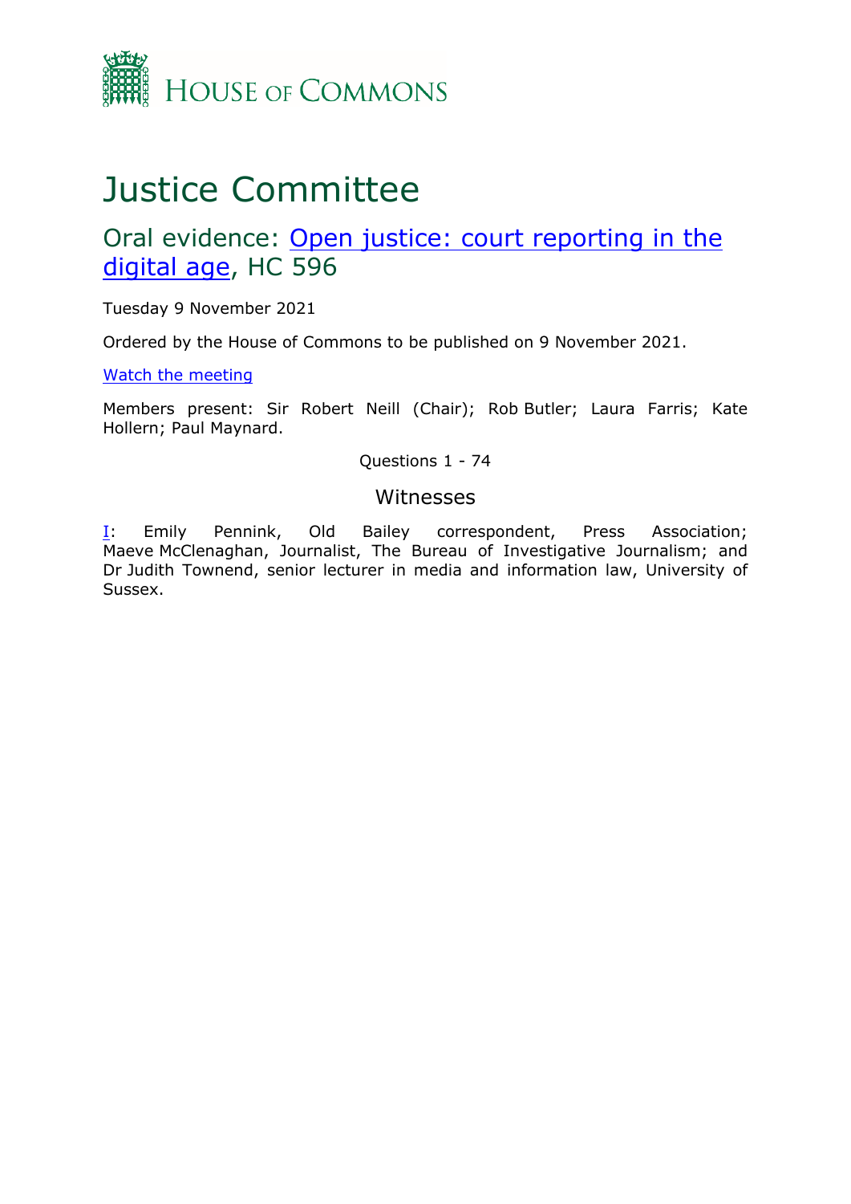HOUSE OF COMMONS

# Justice Committee

## Oral evidence: [Open justice: court reporting in the digital age](), HC 596

Tuesday 9 November 2021

Ordered by the House of Commons to be published on 9 November 2021.

[Watch the meeting]()

Members present: Sir Robert Neill (Chair); Rob Butler; Laura Farris; Kate Hollern; Paul Maynard.

Questions 1 - 74

### Witnesses

[I](): Emily Pennink, Old Bailey correspondent, Press Association; Maeve McClenaghan, Journalist, The Bureau of Investigative Journalism; and Dr Judith Townend, senior lecturer in media and information law, University of Sussex.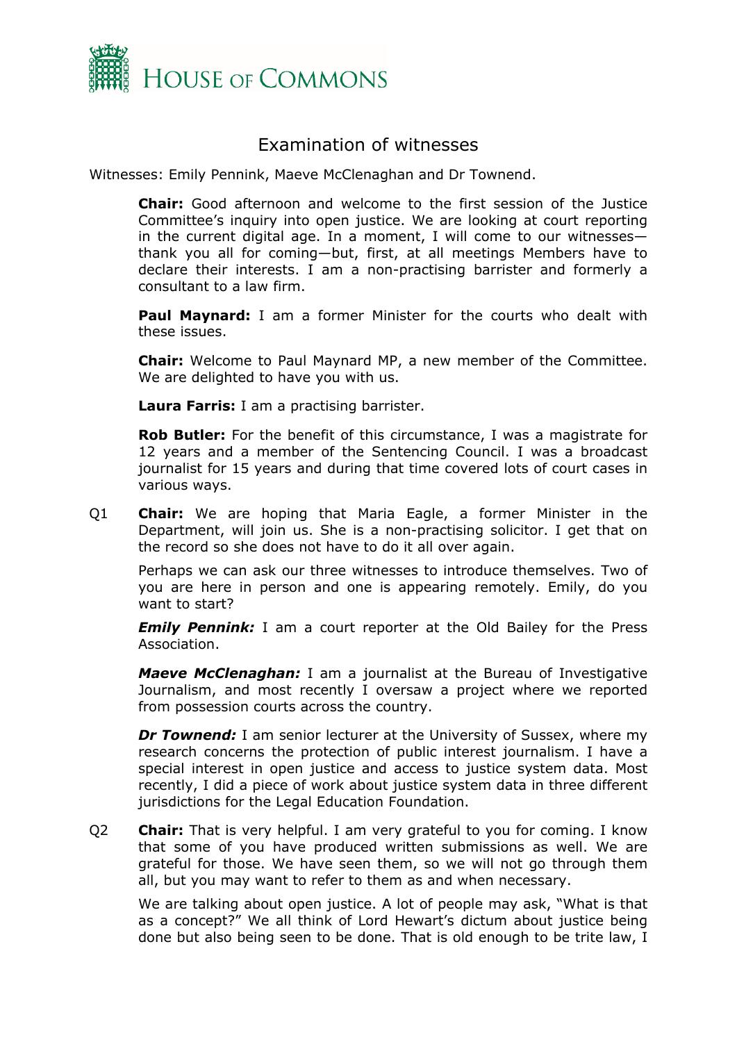# Examination of witnesses

Witnesses: Emily Pennink, Maeve McClenaghan and Dr Townend.

**Chair:** Good afternoon and welcome to the first session of the Justice Committee's inquiry into open justice. We are looking at court reporting in the current digital age. In a moment, I will come to our witnesses—thank you all for coming—but, first, at all meetings Members have to declare their interests. I am a non-practising barrister and formerly a consultant to a law firm.

**Paul Maynard:** I am a former Minister for the courts who dealt with these issues.

**Chair:** Welcome to Paul Maynard MP, a new member of the Committee. We are delighted to have you with us.

**Laura Farris:** I am a practising barrister.

**Rob Butler:** For the benefit of this circumstance, I was a magistrate for 12 years and a member of the Sentencing Council. I was a broadcast journalist for 15 years and during that time covered lots of court cases in various ways.

Q1 **Chair:** We are hoping that Maria Eagle, a former Minister in the Department, will join us. She is a non-practising solicitor. I get that on the record so she does not have to do it all over again.

Perhaps we can ask our three witnesses to introduce themselves. Two of you are here in person and one is appearing remotely. Emily, do you want to start?

***Emily Pennink:*** I am a court reporter at the Old Bailey for the Press Association.

***Maeve McClenaghan:*** I am a journalist at the Bureau of Investigative Journalism, and most recently I oversaw a project where we reported from possession courts across the country.

***Dr Townend:*** I am senior lecturer at the University of Sussex, where my research concerns the protection of public interest journalism. I have a special interest in open justice and access to justice system data. Most recently, I did a piece of work about justice system data in three different jurisdictions for the Legal Education Foundation.

Q2 **Chair:** That is very helpful. I am very grateful to you for coming. I know that some of you have produced written submissions as well. We are grateful for those. We have seen them, so we will not go through them all, but you may want to refer to them as and when necessary.

We are talking about open justice. A lot of people may ask, "What is that as a concept?" We all think of Lord Hewart's dictum about justice being done but also being seen to be done. That is old enough to be trite law, I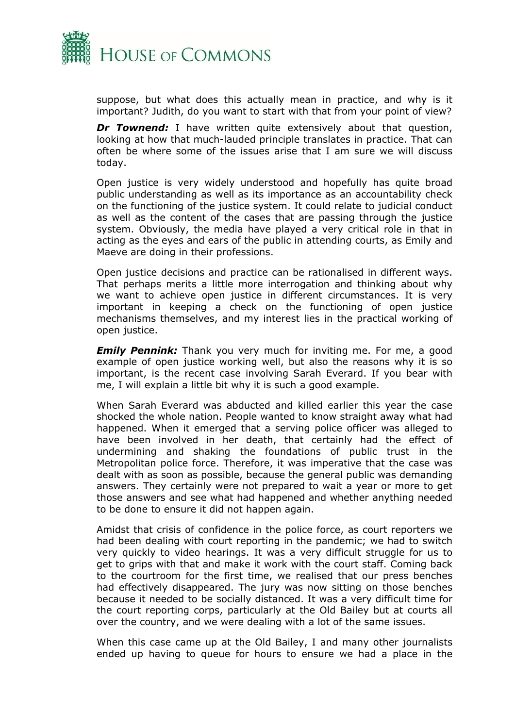suppose, but what does this actually mean in practice, and why is it important? Judith, do you want to start with that from your point of view?

***Dr Townend:*** I have written quite extensively about that question, looking at how that much-lauded principle translates in practice. That can often be where some of the issues arise that I am sure we will discuss today.

Open justice is very widely understood and hopefully has quite broad public understanding as well as its importance as an accountability check on the functioning of the justice system. It could relate to judicial conduct as well as the content of the cases that are passing through the justice system. Obviously, the media have played a very critical role in that in acting as the eyes and ears of the public in attending courts, as Emily and Maeve are doing in their professions.

Open justice decisions and practice can be rationalised in different ways. That perhaps merits a little more interrogation and thinking about why we want to achieve open justice in different circumstances. It is very important in keeping a check on the functioning of open justice mechanisms themselves, and my interest lies in the practical working of open justice.

***Emily Pennink:*** Thank you very much for inviting me. For me, a good example of open justice working well, but also the reasons why it is so important, is the recent case involving Sarah Everard. If you bear with me, I will explain a little bit why it is such a good example.

When Sarah Everard was abducted and killed earlier this year the case shocked the whole nation. People wanted to know straight away what had happened. When it emerged that a serving police officer was alleged to have been involved in her death, that certainly had the effect of undermining and shaking the foundations of public trust in the Metropolitan police force. Therefore, it was imperative that the case was dealt with as soon as possible, because the general public was demanding answers. They certainly were not prepared to wait a year or more to get those answers and see what had happened and whether anything needed to be done to ensure it did not happen again.

Amidst that crisis of confidence in the police force, as court reporters we had been dealing with court reporting in the pandemic; we had to switch very quickly to video hearings. It was a very difficult struggle for us to get to grips with that and make it work with the court staff. Coming back to the courtroom for the first time, we realised that our press benches had effectively disappeared. The jury was now sitting on those benches because it needed to be socially distanced. It was a very difficult time for the court reporting corps, particularly at the Old Bailey but at courts all over the country, and we were dealing with a lot of the same issues.

When this case came up at the Old Bailey, I and many other journalists ended up having to queue for hours to ensure we had a place in the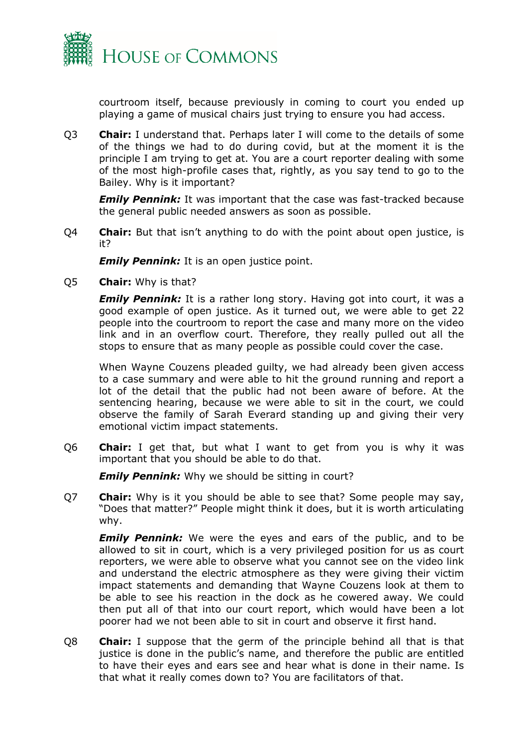courtroom itself, because previously in coming to court you ended up playing a game of musical chairs just trying to ensure you had access.

Q3 **Chair:** I understand that. Perhaps later I will come to the details of some of the things we had to do during covid, but at the moment it is the principle I am trying to get at. You are a court reporter dealing with some of the most high-profile cases that, rightly, as you say tend to go to the Bailey. Why is it important?

***Emily Pennink:*** It was important that the case was fast-tracked because the general public needed answers as soon as possible.

Q4 **Chair:** But that isn't anything to do with the point about open justice, is it?

***Emily Pennink:*** It is an open justice point.

Q5 **Chair:** Why is that?

***Emily Pennink:*** It is a rather long story. Having got into court, it was a good example of open justice. As it turned out, we were able to get 22 people into the courtroom to report the case and many more on the video link and in an overflow court. Therefore, they really pulled out all the stops to ensure that as many people as possible could cover the case.

When Wayne Couzens pleaded guilty, we had already been given access to a case summary and were able to hit the ground running and report a lot of the detail that the public had not been aware of before. At the sentencing hearing, because we were able to sit in the court, we could observe the family of Sarah Everard standing up and giving their very emotional victim impact statements.

Q6 **Chair:** I get that, but what I want to get from you is why it was important that you should be able to do that.

***Emily Pennink:*** Why we should be sitting in court?

Q7 **Chair:** Why is it you should be able to see that? Some people may say, "Does that matter?" People might think it does, but it is worth articulating why.

***Emily Pennink:*** We were the eyes and ears of the public, and to be allowed to sit in court, which is a very privileged position for us as court reporters, we were able to observe what you cannot see on the video link and understand the electric atmosphere as they were giving their victim impact statements and demanding that Wayne Couzens look at them to be able to see his reaction in the dock as he cowered away. We could then put all of that into our court report, which would have been a lot poorer had we not been able to sit in court and observe it first hand.

Q8 **Chair:** I suppose that the germ of the principle behind all that is that justice is done in the public's name, and therefore the public are entitled to have their eyes and ears see and hear what is done in their name. Is that what it really comes down to? You are facilitators of that.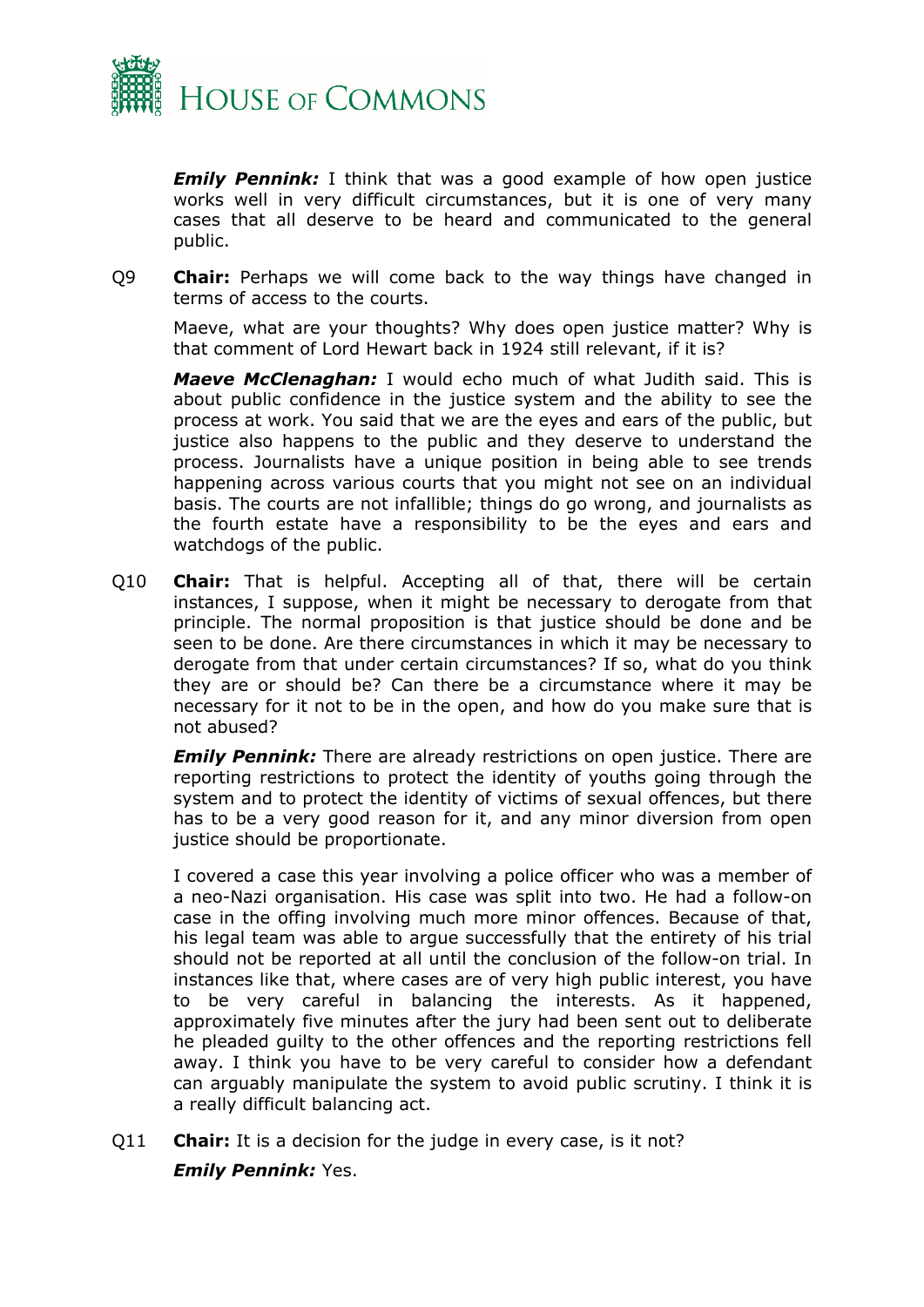***Emily Pennink:*** I think that was a good example of how open justice works well in very difficult circumstances, but it is one of very many cases that all deserve to be heard and communicated to the general public.

Q9 **Chair:** Perhaps we will come back to the way things have changed in terms of access to the courts.

Maeve, what are your thoughts? Why does open justice matter? Why is that comment of Lord Hewart back in 1924 still relevant, if it is?

***Maeve McClenaghan:*** I would echo much of what Judith said. This is about public confidence in the justice system and the ability to see the process at work. You said that we are the eyes and ears of the public, but justice also happens to the public and they deserve to understand the process. Journalists have a unique position in being able to see trends happening across various courts that you might not see on an individual basis. The courts are not infallible; things do go wrong, and journalists as the fourth estate have a responsibility to be the eyes and ears and watchdogs of the public.

Q10 **Chair:** That is helpful. Accepting all of that, there will be certain instances, I suppose, when it might be necessary to derogate from that principle. The normal proposition is that justice should be done and be seen to be done. Are there circumstances in which it may be necessary to derogate from that under certain circumstances? If so, what do you think they are or should be? Can there be a circumstance where it may be necessary for it not to be in the open, and how do you make sure that is not abused?

***Emily Pennink:*** There are already restrictions on open justice. There are reporting restrictions to protect the identity of youths going through the system and to protect the identity of victims of sexual offences, but there has to be a very good reason for it, and any minor diversion from open justice should be proportionate.

I covered a case this year involving a police officer who was a member of a neo-Nazi organisation. His case was split into two. He had a follow-on case in the offing involving much more minor offences. Because of that, his legal team was able to argue successfully that the entirety of his trial should not be reported at all until the conclusion of the follow-on trial. In instances like that, where cases are of very high public interest, you have to be very careful in balancing the interests. As it happened, approximately five minutes after the jury had been sent out to deliberate he pleaded guilty to the other offences and the reporting restrictions fell away. I think you have to be very careful to consider how a defendant can arguably manipulate the system to avoid public scrutiny. I think it is a really difficult balancing act.

Q11 **Chair:** It is a decision for the judge in every case, is it not?

***Emily Pennink:*** Yes.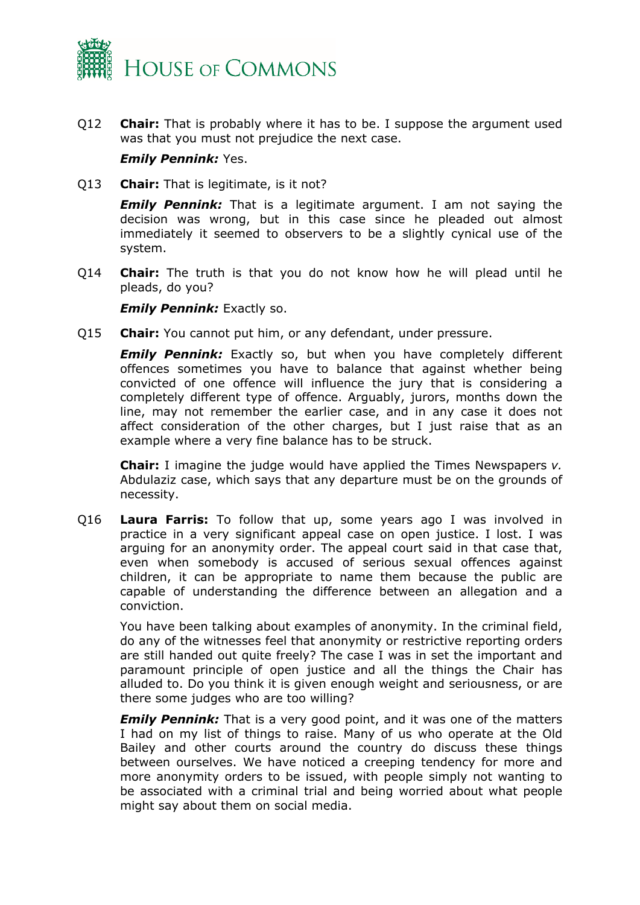Q12 **Chair:** That is probably where it has to be. I suppose the argument used was that you must not prejudice the next case.

***Emily Pennink:*** Yes.

Q13 **Chair:** That is legitimate, is it not?

***Emily Pennink:*** That is a legitimate argument. I am not saying the decision was wrong, but in this case since he pleaded out almost immediately it seemed to observers to be a slightly cynical use of the system.

Q14 **Chair:** The truth is that you do not know how he will plead until he pleads, do you?

***Emily Pennink:*** Exactly so.

Q15 **Chair:** You cannot put him, or any defendant, under pressure.

***Emily Pennink:*** Exactly so, but when you have completely different offences sometimes you have to balance that against whether being convicted of one offence will influence the jury that is considering a completely different type of offence. Arguably, jurors, months down the line, may not remember the earlier case, and in any case it does not affect consideration of the other charges, but I just raise that as an example where a very fine balance has to be struck.

**Chair:** I imagine the judge would have applied the Times Newspapers *v.* Abdulaziz case, which says that any departure must be on the grounds of necessity.

Q16 **Laura Farris:** To follow that up, some years ago I was involved in practice in a very significant appeal case on open justice. I lost. I was arguing for an anonymity order. The appeal court said in that case that, even when somebody is accused of serious sexual offences against children, it can be appropriate to name them because the public are capable of understanding the difference between an allegation and a conviction.

You have been talking about examples of anonymity. In the criminal field, do any of the witnesses feel that anonymity or restrictive reporting orders are still handed out quite freely? The case I was in set the important and paramount principle of open justice and all the things the Chair has alluded to. Do you think it is given enough weight and seriousness, or are there some judges who are too willing?

***Emily Pennink:*** That is a very good point, and it was one of the matters I had on my list of things to raise. Many of us who operate at the Old Bailey and other courts around the country do discuss these things between ourselves. We have noticed a creeping tendency for more and more anonymity orders to be issued, with people simply not wanting to be associated with a criminal trial and being worried about what people might say about them on social media.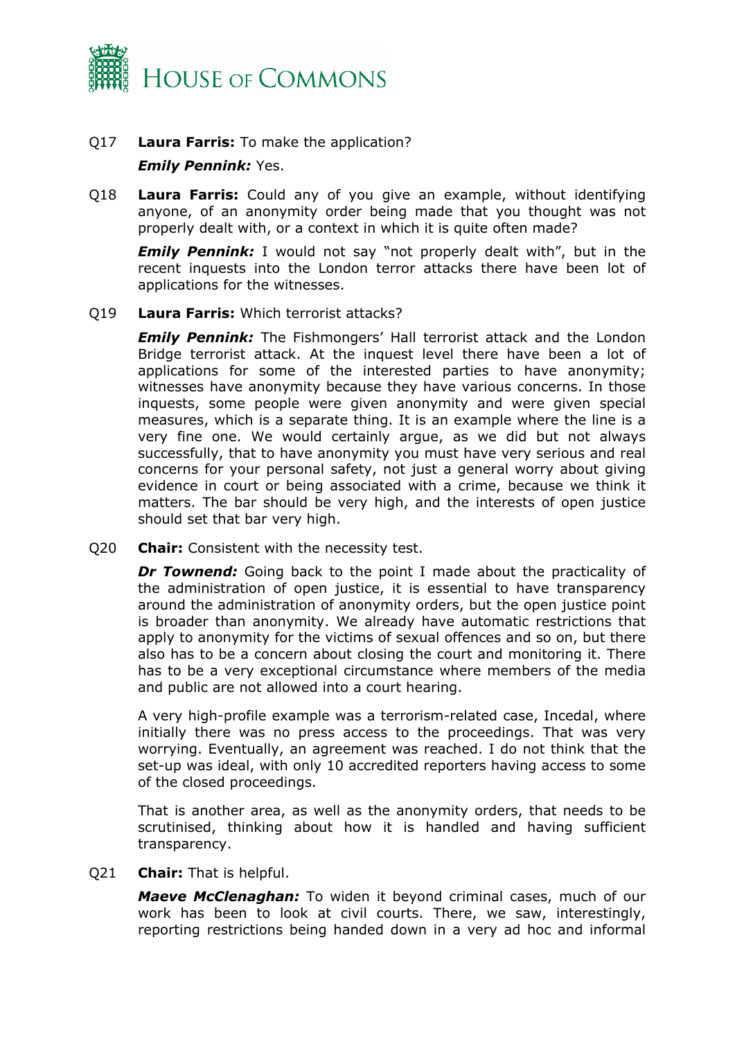Q17 **Laura Farris:** To make the application?

***Emily Pennink:*** Yes.

Q18 **Laura Farris:** Could any of you give an example, without identifying anyone, of an anonymity order being made that you thought was not properly dealt with, or a context in which it is quite often made?

***Emily Pennink:*** I would not say "not properly dealt with", but in the recent inquests into the London terror attacks there have been lot of applications for the witnesses.

Q19 **Laura Farris:** Which terrorist attacks?

***Emily Pennink:*** The Fishmongers' Hall terrorist attack and the London Bridge terrorist attack. At the inquest level there have been a lot of applications for some of the interested parties to have anonymity; witnesses have anonymity because they have various concerns. In those inquests, some people were given anonymity and were given special measures, which is a separate thing. It is an example where the line is a very fine one. We would certainly argue, as we did but not always successfully, that to have anonymity you must have very serious and real concerns for your personal safety, not just a general worry about giving evidence in court or being associated with a crime, because we think it matters. The bar should be very high, and the interests of open justice should set that bar very high.

Q20 **Chair:** Consistent with the necessity test.

***Dr Townend:*** Going back to the point I made about the practicality of the administration of open justice, it is essential to have transparency around the administration of anonymity orders, but the open justice point is broader than anonymity. We already have automatic restrictions that apply to anonymity for the victims of sexual offences and so on, but there also has to be a concern about closing the court and monitoring it. There has to be a very exceptional circumstance where members of the media and public are not allowed into a court hearing.

A very high-profile example was a terrorism-related case, Incedal, where initially there was no press access to the proceedings. That was very worrying. Eventually, an agreement was reached. I do not think that the set-up was ideal, with only 10 accredited reporters having access to some of the closed proceedings.

That is another area, as well as the anonymity orders, that needs to be scrutinised, thinking about how it is handled and having sufficient transparency.

Q21 **Chair:** That is helpful.

***Maeve McClenaghan:*** To widen it beyond criminal cases, much of our work has been to look at civil courts. There, we saw, interestingly, reporting restrictions being handed down in a very ad hoc and informal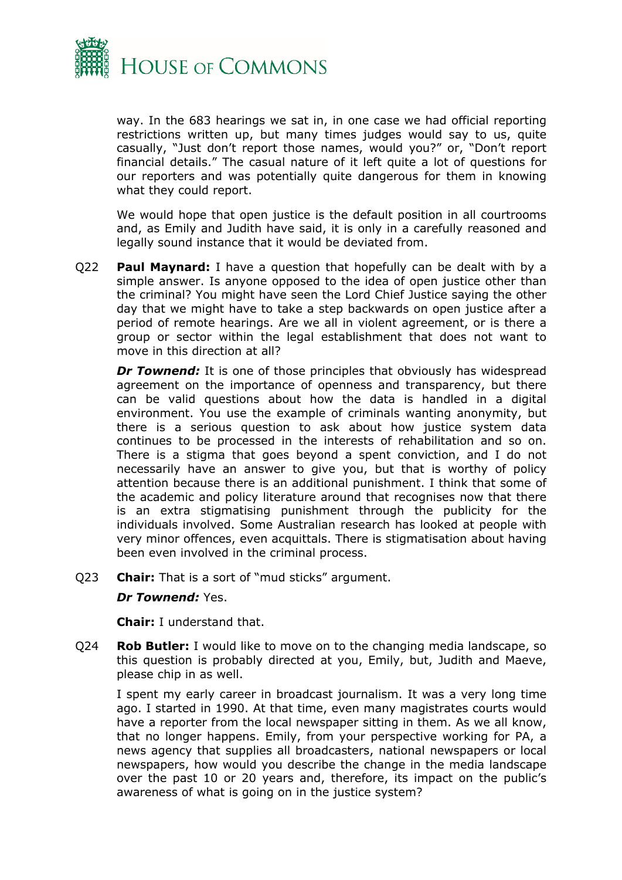way. In the 683 hearings we sat in, in one case we had official reporting restrictions written up, but many times judges would say to us, quite casually, "Just don't report those names, would you?" or, "Don't report financial details." The casual nature of it left quite a lot of questions for our reporters and was potentially quite dangerous for them in knowing what they could report.

We would hope that open justice is the default position in all courtrooms and, as Emily and Judith have said, it is only in a carefully reasoned and legally sound instance that it would be deviated from.

Q22 **Paul Maynard:** I have a question that hopefully can be dealt with by a simple answer. Is anyone opposed to the idea of open justice other than the criminal? You might have seen the Lord Chief Justice saying the other day that we might have to take a step backwards on open justice after a period of remote hearings. Are we all in violent agreement, or is there a group or sector within the legal establishment that does not want to move in this direction at all?

***Dr Townend:*** It is one of those principles that obviously has widespread agreement on the importance of openness and transparency, but there can be valid questions about how the data is handled in a digital environment. You use the example of criminals wanting anonymity, but there is a serious question to ask about how justice system data continues to be processed in the interests of rehabilitation and so on. There is a stigma that goes beyond a spent conviction, and I do not necessarily have an answer to give you, but that is worthy of policy attention because there is an additional punishment. I think that some of the academic and policy literature around that recognises now that there is an extra stigmatising punishment through the publicity for the individuals involved. Some Australian research has looked at people with very minor offences, even acquittals. There is stigmatisation about having been even involved in the criminal process.

Q23 **Chair:** That is a sort of "mud sticks" argument.

***Dr Townend:*** Yes.

**Chair:** I understand that.

Q24 **Rob Butler:** I would like to move on to the changing media landscape, so this question is probably directed at you, Emily, but, Judith and Maeve, please chip in as well.

I spent my early career in broadcast journalism. It was a very long time ago. I started in 1990. At that time, even many magistrates courts would have a reporter from the local newspaper sitting in them. As we all know, that no longer happens. Emily, from your perspective working for PA, a news agency that supplies all broadcasters, national newspapers or local newspapers, how would you describe the change in the media landscape over the past 10 or 20 years and, therefore, its impact on the public's awareness of what is going on in the justice system?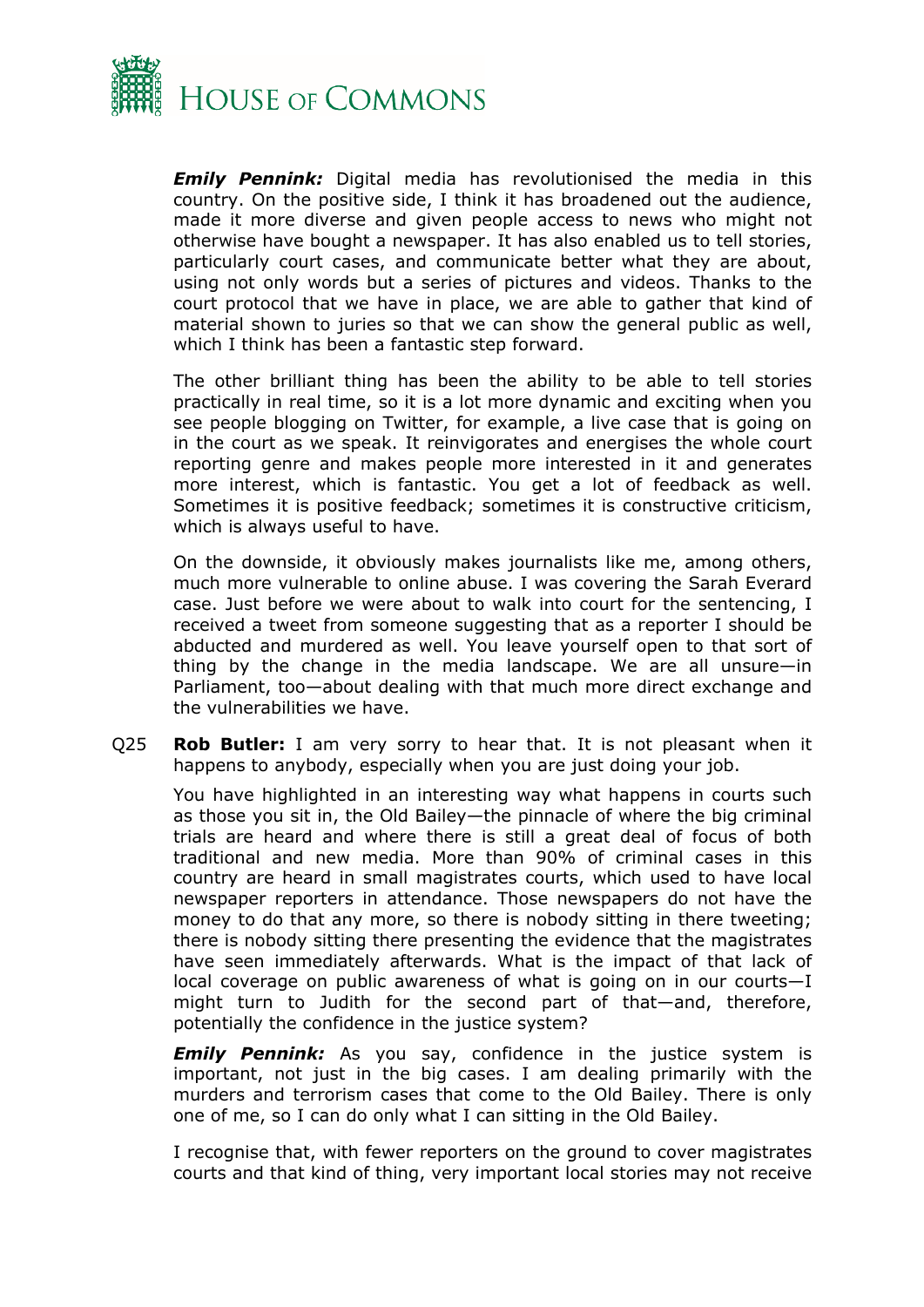***Emily Pennink:*** Digital media has revolutionised the media in this country. On the positive side, I think it has broadened out the audience, made it more diverse and given people access to news who might not otherwise have bought a newspaper. It has also enabled us to tell stories, particularly court cases, and communicate better what they are about, using not only words but a series of pictures and videos. Thanks to the court protocol that we have in place, we are able to gather that kind of material shown to juries so that we can show the general public as well, which I think has been a fantastic step forward.

The other brilliant thing has been the ability to be able to tell stories practically in real time, so it is a lot more dynamic and exciting when you see people blogging on Twitter, for example, a live case that is going on in the court as we speak. It reinvigorates and energises the whole court reporting genre and makes people more interested in it and generates more interest, which is fantastic. You get a lot of feedback as well. Sometimes it is positive feedback; sometimes it is constructive criticism, which is always useful to have.

On the downside, it obviously makes journalists like me, among others, much more vulnerable to online abuse. I was covering the Sarah Everard case. Just before we were about to walk into court for the sentencing, I received a tweet from someone suggesting that as a reporter I should be abducted and murdered as well. You leave yourself open to that sort of thing by the change in the media landscape. We are all unsure—in Parliament, too—about dealing with that much more direct exchange and the vulnerabilities we have.

Q25 **Rob Butler:** I am very sorry to hear that. It is not pleasant when it happens to anybody, especially when you are just doing your job.

You have highlighted in an interesting way what happens in courts such as those you sit in, the Old Bailey—the pinnacle of where the big criminal trials are heard and where there is still a great deal of focus of both traditional and new media. More than 90% of criminal cases in this country are heard in small magistrates courts, which used to have local newspaper reporters in attendance. Those newspapers do not have the money to do that any more, so there is nobody sitting in there tweeting; there is nobody sitting there presenting the evidence that the magistrates have seen immediately afterwards. What is the impact of that lack of local coverage on public awareness of what is going on in our courts—I might turn to Judith for the second part of that—and, therefore, potentially the confidence in the justice system?

***Emily Pennink:*** As you say, confidence in the justice system is important, not just in the big cases. I am dealing primarily with the murders and terrorism cases that come to the Old Bailey. There is only one of me, so I can do only what I can sitting in the Old Bailey.

I recognise that, with fewer reporters on the ground to cover magistrates courts and that kind of thing, very important local stories may not receive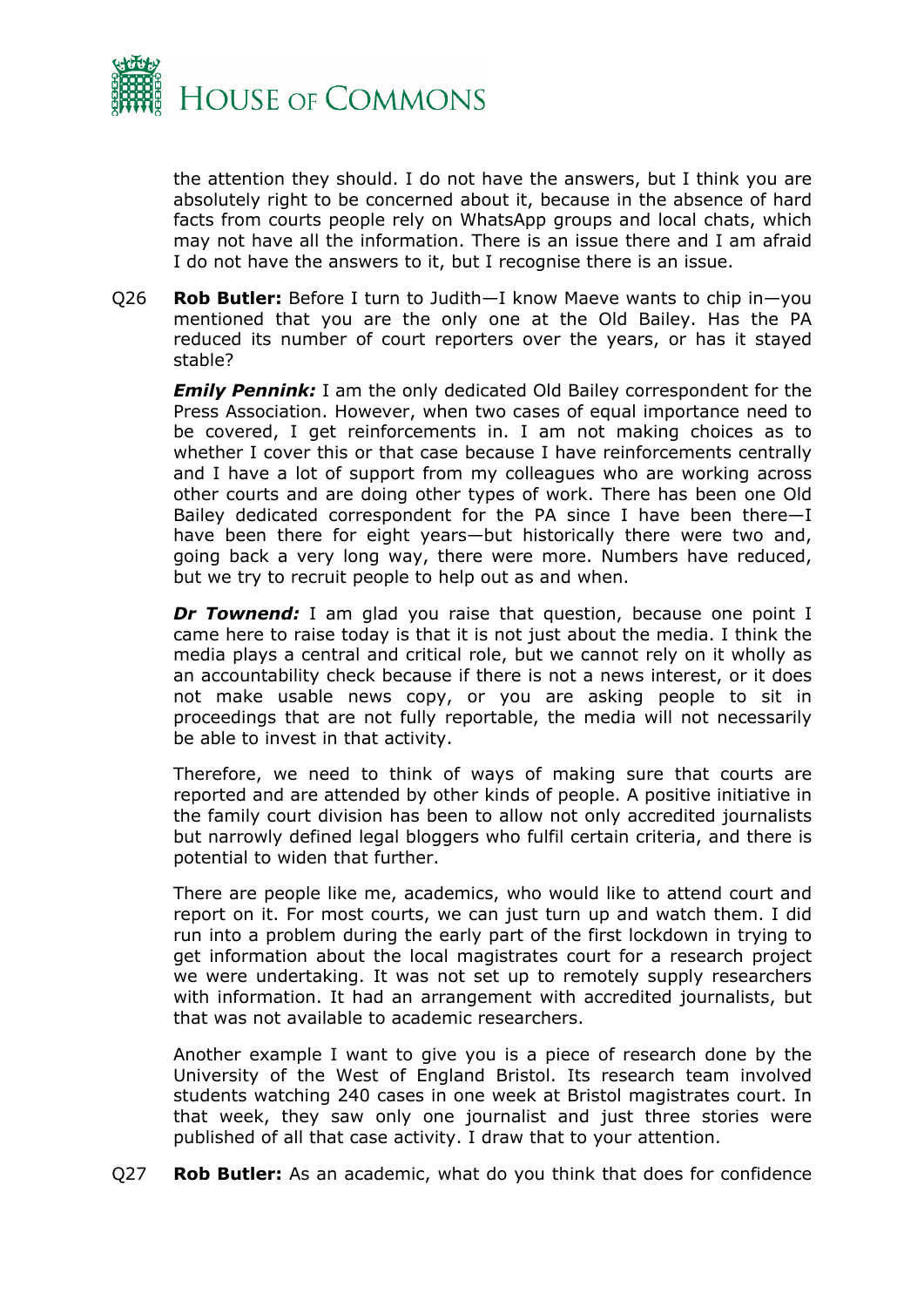the attention they should. I do not have the answers, but I think you are absolutely right to be concerned about it, because in the absence of hard facts from courts people rely on WhatsApp groups and local chats, which may not have all the information. There is an issue there and I am afraid I do not have the answers to it, but I recognise there is an issue.

Q26 **Rob Butler:** Before I turn to Judith—I know Maeve wants to chip in—you mentioned that you are the only one at the Old Bailey. Has the PA reduced its number of court reporters over the years, or has it stayed stable?

***Emily Pennink:*** I am the only dedicated Old Bailey correspondent for the Press Association. However, when two cases of equal importance need to be covered, I get reinforcements in. I am not making choices as to whether I cover this or that case because I have reinforcements centrally and I have a lot of support from my colleagues who are working across other courts and are doing other types of work. There has been one Old Bailey dedicated correspondent for the PA since I have been there—I have been there for eight years—but historically there were two and, going back a very long way, there were more. Numbers have reduced, but we try to recruit people to help out as and when.

***Dr Townend:*** I am glad you raise that question, because one point I came here to raise today is that it is not just about the media. I think the media plays a central and critical role, but we cannot rely on it wholly as an accountability check because if there is not a news interest, or it does not make usable news copy, or you are asking people to sit in proceedings that are not fully reportable, the media will not necessarily be able to invest in that activity.

Therefore, we need to think of ways of making sure that courts are reported and are attended by other kinds of people. A positive initiative in the family court division has been to allow not only accredited journalists but narrowly defined legal bloggers who fulfil certain criteria, and there is potential to widen that further.

There are people like me, academics, who would like to attend court and report on it. For most courts, we can just turn up and watch them. I did run into a problem during the early part of the first lockdown in trying to get information about the local magistrates court for a research project we were undertaking. It was not set up to remotely supply researchers with information. It had an arrangement with accredited journalists, but that was not available to academic researchers.

Another example I want to give you is a piece of research done by the University of the West of England Bristol. Its research team involved students watching 240 cases in one week at Bristol magistrates court. In that week, they saw only one journalist and just three stories were published of all that case activity. I draw that to your attention.

Q27 **Rob Butler:** As an academic, what do you think that does for confidence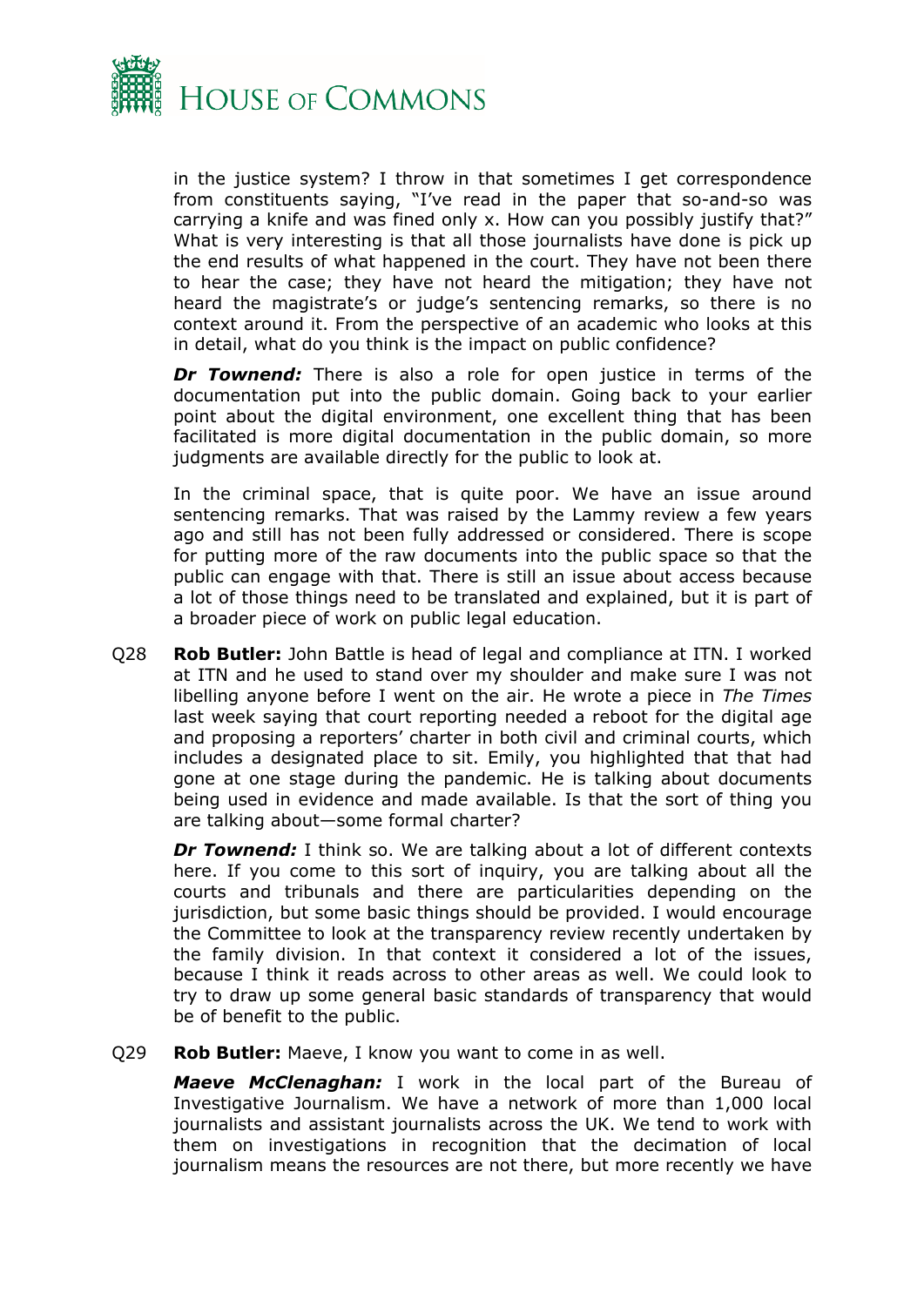in the justice system? I throw in that sometimes I get correspondence from constituents saying, "I've read in the paper that so-and-so was carrying a knife and was fined only x. How can you possibly justify that?" What is very interesting is that all those journalists have done is pick up the end results of what happened in the court. They have not been there to hear the case; they have not heard the mitigation; they have not heard the magistrate's or judge's sentencing remarks, so there is no context around it. From the perspective of an academic who looks at this in detail, what do you think is the impact on public confidence?

***Dr Townend:*** There is also a role for open justice in terms of the documentation put into the public domain. Going back to your earlier point about the digital environment, one excellent thing that has been facilitated is more digital documentation in the public domain, so more judgments are available directly for the public to look at.

In the criminal space, that is quite poor. We have an issue around sentencing remarks. That was raised by the Lammy review a few years ago and still has not been fully addressed or considered. There is scope for putting more of the raw documents into the public space so that the public can engage with that. There is still an issue about access because a lot of those things need to be translated and explained, but it is part of a broader piece of work on public legal education.

Q28 **Rob Butler:** John Battle is head of legal and compliance at ITN. I worked at ITN and he used to stand over my shoulder and make sure I was not libelling anyone before I went on the air. He wrote a piece in *The Times* last week saying that court reporting needed a reboot for the digital age and proposing a reporters' charter in both civil and criminal courts, which includes a designated place to sit. Emily, you highlighted that that had gone at one stage during the pandemic. He is talking about documents being used in evidence and made available. Is that the sort of thing you are talking about—some formal charter?

***Dr Townend:*** I think so. We are talking about a lot of different contexts here. If you come to this sort of inquiry, you are talking about all the courts and tribunals and there are particularities depending on the jurisdiction, but some basic things should be provided. I would encourage the Committee to look at the transparency review recently undertaken by the family division. In that context it considered a lot of the issues, because I think it reads across to other areas as well. We could look to try to draw up some general basic standards of transparency that would be of benefit to the public.

Q29 **Rob Butler:** Maeve, I know you want to come in as well.

***Maeve McClenaghan:*** I work in the local part of the Bureau of Investigative Journalism. We have a network of more than 1,000 local journalists and assistant journalists across the UK. We tend to work with them on investigations in recognition that the decimation of local journalism means the resources are not there, but more recently we have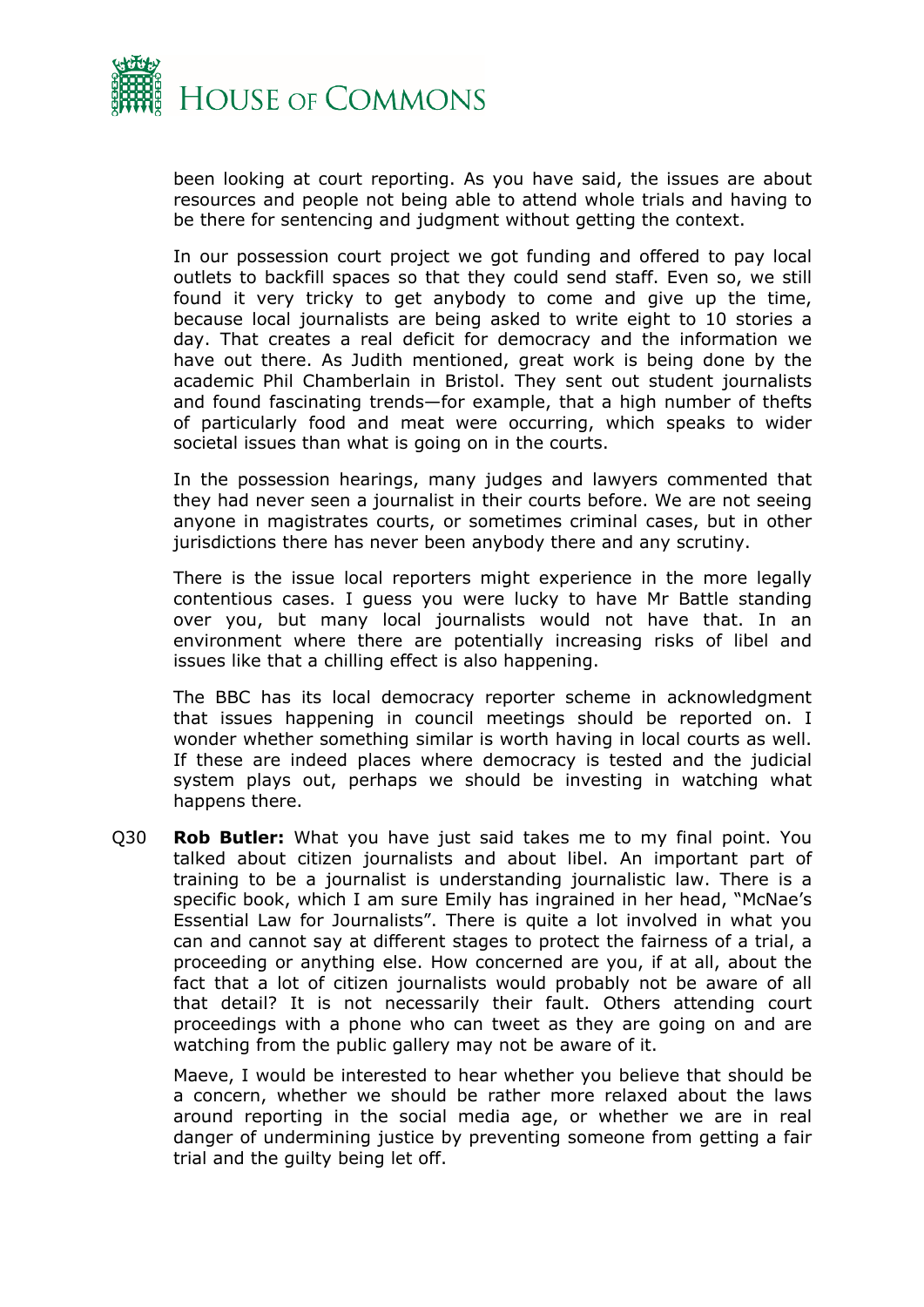been looking at court reporting. As you have said, the issues are about resources and people not being able to attend whole trials and having to be there for sentencing and judgment without getting the context.

In our possession court project we got funding and offered to pay local outlets to backfill spaces so that they could send staff. Even so, we still found it very tricky to get anybody to come and give up the time, because local journalists are being asked to write eight to 10 stories a day. That creates a real deficit for democracy and the information we have out there. As Judith mentioned, great work is being done by the academic Phil Chamberlain in Bristol. They sent out student journalists and found fascinating trends—for example, that a high number of thefts of particularly food and meat were occurring, which speaks to wider societal issues than what is going on in the courts.

In the possession hearings, many judges and lawyers commented that they had never seen a journalist in their courts before. We are not seeing anyone in magistrates courts, or sometimes criminal cases, but in other jurisdictions there has never been anybody there and any scrutiny.

There is the issue local reporters might experience in the more legally contentious cases. I guess you were lucky to have Mr Battle standing over you, but many local journalists would not have that. In an environment where there are potentially increasing risks of libel and issues like that a chilling effect is also happening.

The BBC has its local democracy reporter scheme in acknowledgment that issues happening in council meetings should be reported on. I wonder whether something similar is worth having in local courts as well. If these are indeed places where democracy is tested and the judicial system plays out, perhaps we should be investing in watching what happens there.

Q30 **Rob Butler:** What you have just said takes me to my final point. You talked about citizen journalists and about libel. An important part of training to be a journalist is understanding journalistic law. There is a specific book, which I am sure Emily has ingrained in her head, "McNae's Essential Law for Journalists". There is quite a lot involved in what you can and cannot say at different stages to protect the fairness of a trial, a proceeding or anything else. How concerned are you, if at all, about the fact that a lot of citizen journalists would probably not be aware of all that detail? It is not necessarily their fault. Others attending court proceedings with a phone who can tweet as they are going on and are watching from the public gallery may not be aware of it.

Maeve, I would be interested to hear whether you believe that should be a concern, whether we should be rather more relaxed about the laws around reporting in the social media age, or whether we are in real danger of undermining justice by preventing someone from getting a fair trial and the guilty being let off.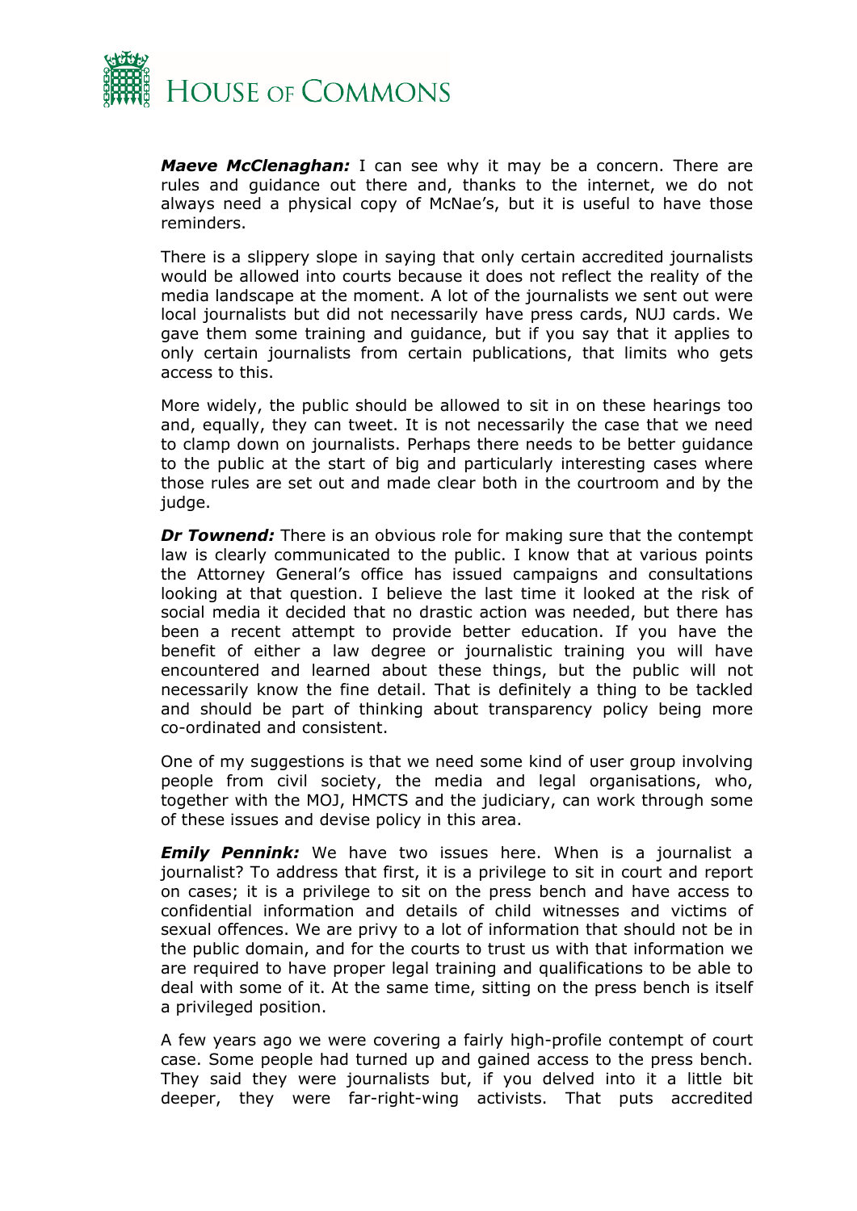***Maeve McClenaghan:*** I can see why it may be a concern. There are rules and guidance out there and, thanks to the internet, we do not always need a physical copy of McNae's, but it is useful to have those reminders.

There is a slippery slope in saying that only certain accredited journalists would be allowed into courts because it does not reflect the reality of the media landscape at the moment. A lot of the journalists we sent out were local journalists but did not necessarily have press cards, NUJ cards. We gave them some training and guidance, but if you say that it applies to only certain journalists from certain publications, that limits who gets access to this.

More widely, the public should be allowed to sit in on these hearings too and, equally, they can tweet. It is not necessarily the case that we need to clamp down on journalists. Perhaps there needs to be better guidance to the public at the start of big and particularly interesting cases where those rules are set out and made clear both in the courtroom and by the judge.

***Dr Townend:*** There is an obvious role for making sure that the contempt law is clearly communicated to the public. I know that at various points the Attorney General's office has issued campaigns and consultations looking at that question. I believe the last time it looked at the risk of social media it decided that no drastic action was needed, but there has been a recent attempt to provide better education. If you have the benefit of either a law degree or journalistic training you will have encountered and learned about these things, but the public will not necessarily know the fine detail. That is definitely a thing to be tackled and should be part of thinking about transparency policy being more co-ordinated and consistent.

One of my suggestions is that we need some kind of user group involving people from civil society, the media and legal organisations, who, together with the MOJ, HMCTS and the judiciary, can work through some of these issues and devise policy in this area.

***Emily Pennink:*** We have two issues here. When is a journalist a journalist? To address that first, it is a privilege to sit in court and report on cases; it is a privilege to sit on the press bench and have access to confidential information and details of child witnesses and victims of sexual offences. We are privy to a lot of information that should not be in the public domain, and for the courts to trust us with that information we are required to have proper legal training and qualifications to be able to deal with some of it. At the same time, sitting on the press bench is itself a privileged position.

A few years ago we were covering a fairly high-profile contempt of court case. Some people had turned up and gained access to the press bench. They said they were journalists but, if you delved into it a little bit deeper, they were far-right-wing activists. That puts accredited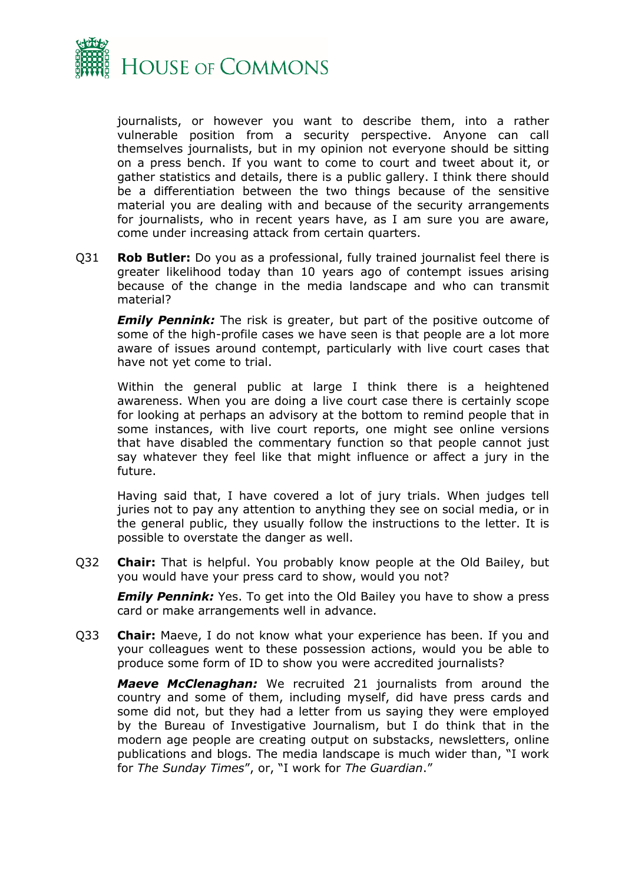journalists, or however you want to describe them, into a rather vulnerable position from a security perspective. Anyone can call themselves journalists, but in my opinion not everyone should be sitting on a press bench. If you want to come to court and tweet about it, or gather statistics and details, there is a public gallery. I think there should be a differentiation between the two things because of the sensitive material you are dealing with and because of the security arrangements for journalists, who in recent years have, as I am sure you are aware, come under increasing attack from certain quarters.

Q31 **Rob Butler:** Do you as a professional, fully trained journalist feel there is greater likelihood today than 10 years ago of contempt issues arising because of the change in the media landscape and who can transmit material?

***Emily Pennink:*** The risk is greater, but part of the positive outcome of some of the high-profile cases we have seen is that people are a lot more aware of issues around contempt, particularly with live court cases that have not yet come to trial.

Within the general public at large I think there is a heightened awareness. When you are doing a live court case there is certainly scope for looking at perhaps an advisory at the bottom to remind people that in some instances, with live court reports, one might see online versions that have disabled the commentary function so that people cannot just say whatever they feel like that might influence or affect a jury in the future.

Having said that, I have covered a lot of jury trials. When judges tell juries not to pay any attention to anything they see on social media, or in the general public, they usually follow the instructions to the letter. It is possible to overstate the danger as well.

Q32 **Chair:** That is helpful. You probably know people at the Old Bailey, but you would have your press card to show, would you not?

***Emily Pennink:*** Yes. To get into the Old Bailey you have to show a press card or make arrangements well in advance.

Q33 **Chair:** Maeve, I do not know what your experience has been. If you and your colleagues went to these possession actions, would you be able to produce some form of ID to show you were accredited journalists?

***Maeve McClenaghan:*** We recruited 21 journalists from around the country and some of them, including myself, did have press cards and some did not, but they had a letter from us saying they were employed by the Bureau of Investigative Journalism, but I do think that in the modern age people are creating output on substacks, newsletters, online publications and blogs. The media landscape is much wider than, "I work for *The Sunday Times*", or, "I work for *The Guardian*."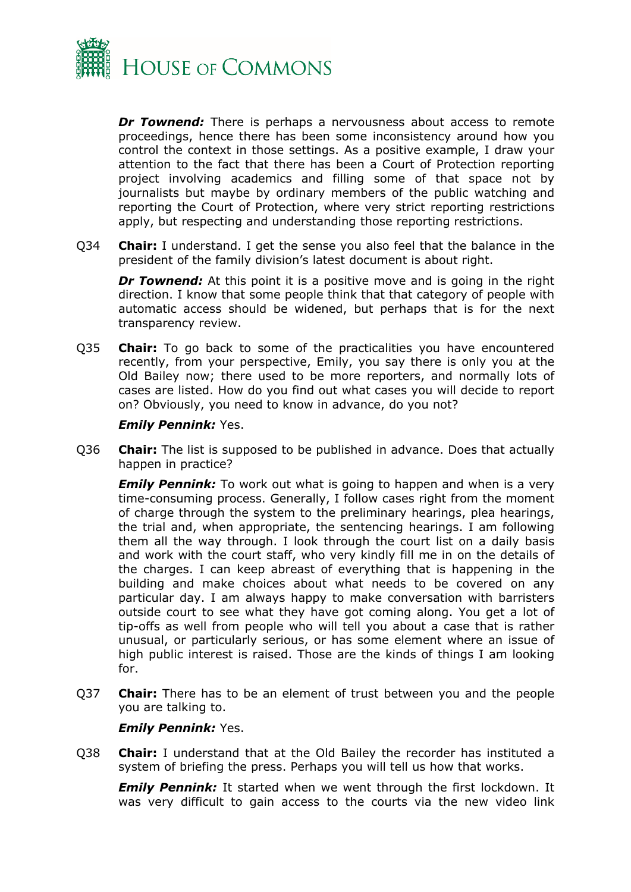***Dr Townend:*** There is perhaps a nervousness about access to remote proceedings, hence there has been some inconsistency around how you control the context in those settings. As a positive example, I draw your attention to the fact that there has been a Court of Protection reporting project involving academics and filling some of that space not by journalists but maybe by ordinary members of the public watching and reporting the Court of Protection, where very strict reporting restrictions apply, but respecting and understanding those reporting restrictions.

Q34 **Chair:** I understand. I get the sense you also feel that the balance in the president of the family division's latest document is about right.

***Dr Townend:*** At this point it is a positive move and is going in the right direction. I know that some people think that that category of people with automatic access should be widened, but perhaps that is for the next transparency review.

Q35 **Chair:** To go back to some of the practicalities you have encountered recently, from your perspective, Emily, you say there is only you at the Old Bailey now; there used to be more reporters, and normally lots of cases are listed. How do you find out what cases you will decide to report on? Obviously, you need to know in advance, do you not?

***Emily Pennink:*** Yes.

Q36 **Chair:** The list is supposed to be published in advance. Does that actually happen in practice?

***Emily Pennink:*** To work out what is going to happen and when is a very time-consuming process. Generally, I follow cases right from the moment of charge through the system to the preliminary hearings, plea hearings, the trial and, when appropriate, the sentencing hearings. I am following them all the way through. I look through the court list on a daily basis and work with the court staff, who very kindly fill me in on the details of the charges. I can keep abreast of everything that is happening in the building and make choices about what needs to be covered on any particular day. I am always happy to make conversation with barristers outside court to see what they have got coming along. You get a lot of tip-offs as well from people who will tell you about a case that is rather unusual, or particularly serious, or has some element where an issue of high public interest is raised. Those are the kinds of things I am looking for.

Q37 **Chair:** There has to be an element of trust between you and the people you are talking to.

***Emily Pennink:*** Yes.

Q38 **Chair:** I understand that at the Old Bailey the recorder has instituted a system of briefing the press. Perhaps you will tell us how that works.

***Emily Pennink:*** It started when we went through the first lockdown. It was very difficult to gain access to the courts via the new video link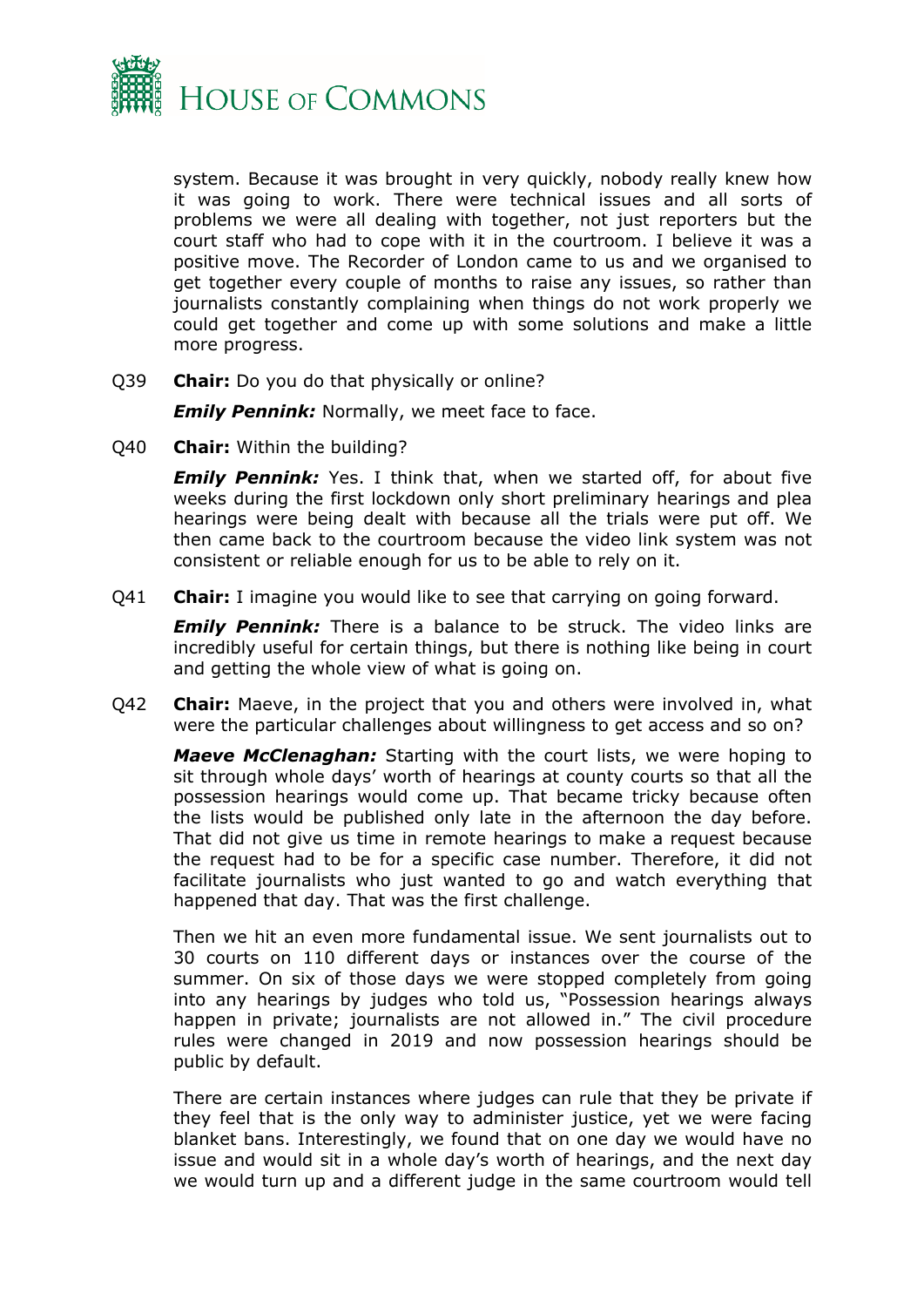system. Because it was brought in very quickly, nobody really knew how it was going to work. There were technical issues and all sorts of problems we were all dealing with together, not just reporters but the court staff who had to cope with it in the courtroom. I believe it was a positive move. The Recorder of London came to us and we organised to get together every couple of months to raise any issues, so rather than journalists constantly complaining when things do not work properly we could get together and come up with some solutions and make a little more progress.

Q39 **Chair:** Do you do that physically or online?

***Emily Pennink:*** Normally, we meet face to face.

Q40 **Chair:** Within the building?

***Emily Pennink:*** Yes. I think that, when we started off, for about five weeks during the first lockdown only short preliminary hearings and plea hearings were being dealt with because all the trials were put off. We then came back to the courtroom because the video link system was not consistent or reliable enough for us to be able to rely on it.

Q41 **Chair:** I imagine you would like to see that carrying on going forward.

***Emily Pennink:*** There is a balance to be struck. The video links are incredibly useful for certain things, but there is nothing like being in court and getting the whole view of what is going on.

Q42 **Chair:** Maeve, in the project that you and others were involved in, what were the particular challenges about willingness to get access and so on?

***Maeve McClenaghan:*** Starting with the court lists, we were hoping to sit through whole days' worth of hearings at county courts so that all the possession hearings would come up. That became tricky because often the lists would be published only late in the afternoon the day before. That did not give us time in remote hearings to make a request because the request had to be for a specific case number. Therefore, it did not facilitate journalists who just wanted to go and watch everything that happened that day. That was the first challenge.

Then we hit an even more fundamental issue. We sent journalists out to 30 courts on 110 different days or instances over the course of the summer. On six of those days we were stopped completely from going into any hearings by judges who told us, "Possession hearings always happen in private; journalists are not allowed in." The civil procedure rules were changed in 2019 and now possession hearings should be public by default.

There are certain instances where judges can rule that they be private if they feel that is the only way to administer justice, yet we were facing blanket bans. Interestingly, we found that on one day we would have no issue and would sit in a whole day's worth of hearings, and the next day we would turn up and a different judge in the same courtroom would tell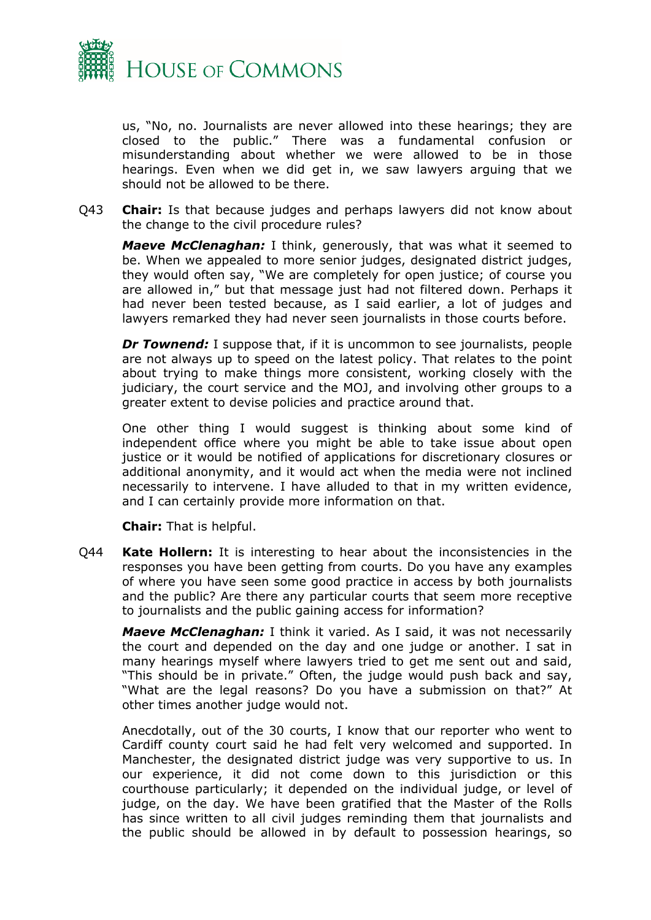us, "No, no. Journalists are never allowed into these hearings; they are closed to the public." There was a fundamental confusion or misunderstanding about whether we were allowed to be in those hearings. Even when we did get in, we saw lawyers arguing that we should not be allowed to be there.

Q43 **Chair:** Is that because judges and perhaps lawyers did not know about the change to the civil procedure rules?

***Maeve McClenaghan:*** I think, generously, that was what it seemed to be. When we appealed to more senior judges, designated district judges, they would often say, "We are completely for open justice; of course you are allowed in," but that message just had not filtered down. Perhaps it had never been tested because, as I said earlier, a lot of judges and lawyers remarked they had never seen journalists in those courts before.

***Dr Townend:*** I suppose that, if it is uncommon to see journalists, people are not always up to speed on the latest policy. That relates to the point about trying to make things more consistent, working closely with the judiciary, the court service and the MOJ, and involving other groups to a greater extent to devise policies and practice around that.

One other thing I would suggest is thinking about some kind of independent office where you might be able to take issue about open justice or it would be notified of applications for discretionary closures or additional anonymity, and it would act when the media were not inclined necessarily to intervene. I have alluded to that in my written evidence, and I can certainly provide more information on that.

**Chair:** That is helpful.

Q44 **Kate Hollern:** It is interesting to hear about the inconsistencies in the responses you have been getting from courts. Do you have any examples of where you have seen some good practice in access by both journalists and the public? Are there any particular courts that seem more receptive to journalists and the public gaining access for information?

***Maeve McClenaghan:*** I think it varied. As I said, it was not necessarily the court and depended on the day and one judge or another. I sat in many hearings myself where lawyers tried to get me sent out and said, "This should be in private." Often, the judge would push back and say, "What are the legal reasons? Do you have a submission on that?" At other times another judge would not.

Anecdotally, out of the 30 courts, I know that our reporter who went to Cardiff county court said he had felt very welcomed and supported. In Manchester, the designated district judge was very supportive to us. In our experience, it did not come down to this jurisdiction or this courthouse particularly; it depended on the individual judge, or level of judge, on the day. We have been gratified that the Master of the Rolls has since written to all civil judges reminding them that journalists and the public should be allowed in by default to possession hearings, so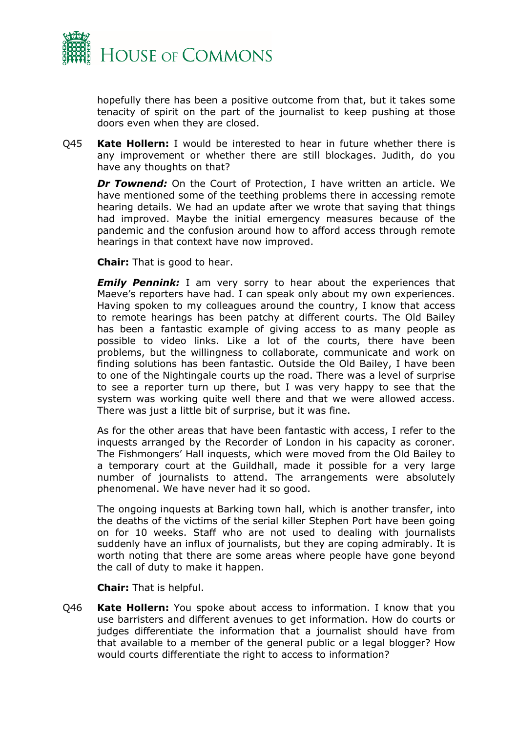hopefully there has been a positive outcome from that, but it takes some tenacity of spirit on the part of the journalist to keep pushing at those doors even when they are closed.

Q45 **Kate Hollern:** I would be interested to hear in future whether there is any improvement or whether there are still blockages. Judith, do you have any thoughts on that?

***Dr Townend:*** On the Court of Protection, I have written an article. We have mentioned some of the teething problems there in accessing remote hearing details. We had an update after we wrote that saying that things had improved. Maybe the initial emergency measures because of the pandemic and the confusion around how to afford access through remote hearings in that context have now improved.

**Chair:** That is good to hear.

***Emily Pennink:*** I am very sorry to hear about the experiences that Maeve's reporters have had. I can speak only about my own experiences. Having spoken to my colleagues around the country, I know that access to remote hearings has been patchy at different courts. The Old Bailey has been a fantastic example of giving access to as many people as possible to video links. Like a lot of the courts, there have been problems, but the willingness to collaborate, communicate and work on finding solutions has been fantastic. Outside the Old Bailey, I have been to one of the Nightingale courts up the road. There was a level of surprise to see a reporter turn up there, but I was very happy to see that the system was working quite well there and that we were allowed access. There was just a little bit of surprise, but it was fine.

As for the other areas that have been fantastic with access, I refer to the inquests arranged by the Recorder of London in his capacity as coroner. The Fishmongers' Hall inquests, which were moved from the Old Bailey to a temporary court at the Guildhall, made it possible for a very large number of journalists to attend. The arrangements were absolutely phenomenal. We have never had it so good.

The ongoing inquests at Barking town hall, which is another transfer, into the deaths of the victims of the serial killer Stephen Port have been going on for 10 weeks. Staff who are not used to dealing with journalists suddenly have an influx of journalists, but they are coping admirably. It is worth noting that there are some areas where people have gone beyond the call of duty to make it happen.

**Chair:** That is helpful.

Q46 **Kate Hollern:** You spoke about access to information. I know that you use barristers and different avenues to get information. How do courts or judges differentiate the information that a journalist should have from that available to a member of the general public or a legal blogger? How would courts differentiate the right to access to information?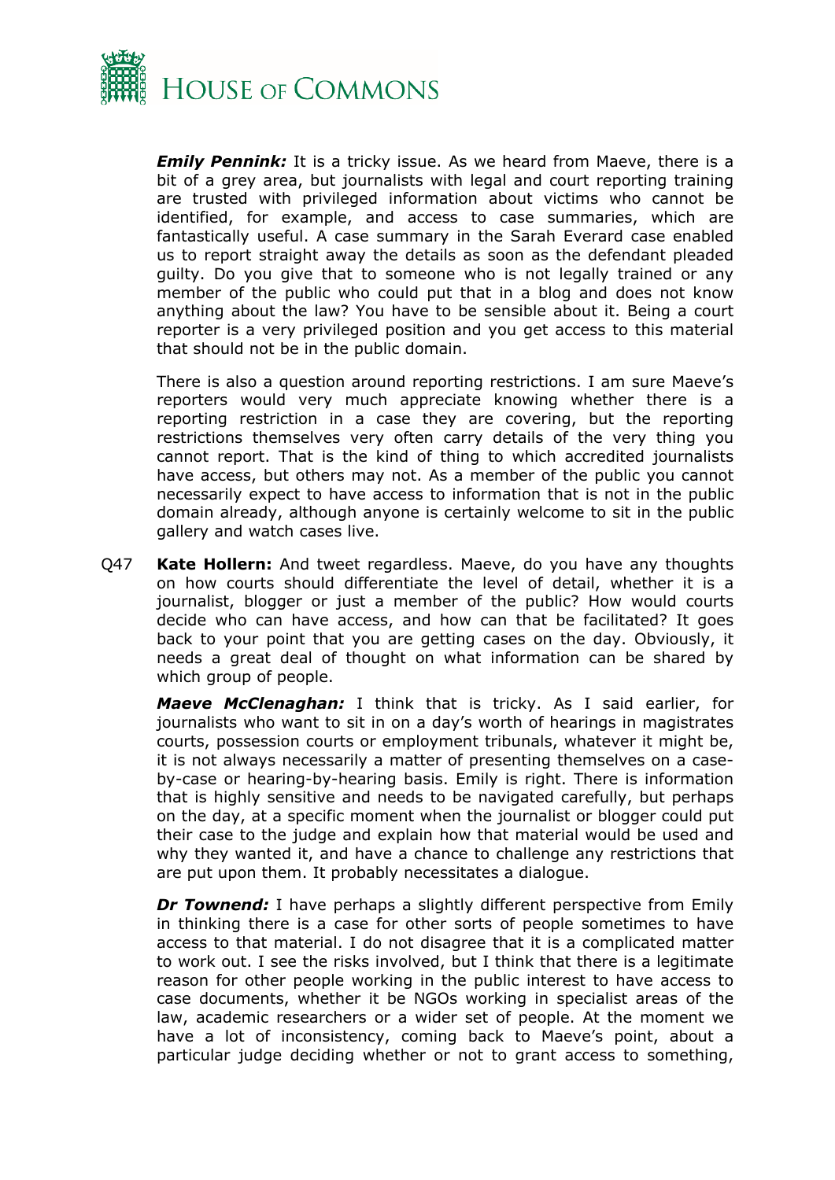***Emily Pennink:*** It is a tricky issue. As we heard from Maeve, there is a bit of a grey area, but journalists with legal and court reporting training are trusted with privileged information about victims who cannot be identified, for example, and access to case summaries, which are fantastically useful. A case summary in the Sarah Everard case enabled us to report straight away the details as soon as the defendant pleaded guilty. Do you give that to someone who is not legally trained or any member of the public who could put that in a blog and does not know anything about the law? You have to be sensible about it. Being a court reporter is a very privileged position and you get access to this material that should not be in the public domain.

There is also a question around reporting restrictions. I am sure Maeve's reporters would very much appreciate knowing whether there is a reporting restriction in a case they are covering, but the reporting restrictions themselves very often carry details of the very thing you cannot report. That is the kind of thing to which accredited journalists have access, but others may not. As a member of the public you cannot necessarily expect to have access to information that is not in the public domain already, although anyone is certainly welcome to sit in the public gallery and watch cases live.

Q47 **Kate Hollern:** And tweet regardless. Maeve, do you have any thoughts on how courts should differentiate the level of detail, whether it is a journalist, blogger or just a member of the public? How would courts decide who can have access, and how can that be facilitated? It goes back to your point that you are getting cases on the day. Obviously, it needs a great deal of thought on what information can be shared by which group of people.

***Maeve McClenaghan:*** I think that is tricky. As I said earlier, for journalists who want to sit in on a day's worth of hearings in magistrates courts, possession courts or employment tribunals, whatever it might be, it is not always necessarily a matter of presenting themselves on a case-by-case or hearing-by-hearing basis. Emily is right. There is information that is highly sensitive and needs to be navigated carefully, but perhaps on the day, at a specific moment when the journalist or blogger could put their case to the judge and explain how that material would be used and why they wanted it, and have a chance to challenge any restrictions that are put upon them. It probably necessitates a dialogue.

***Dr Townend:*** I have perhaps a slightly different perspective from Emily in thinking there is a case for other sorts of people sometimes to have access to that material. I do not disagree that it is a complicated matter to work out. I see the risks involved, but I think that there is a legitimate reason for other people working in the public interest to have access to case documents, whether it be NGOs working in specialist areas of the law, academic researchers or a wider set of people. At the moment we have a lot of inconsistency, coming back to Maeve's point, about a particular judge deciding whether or not to grant access to something,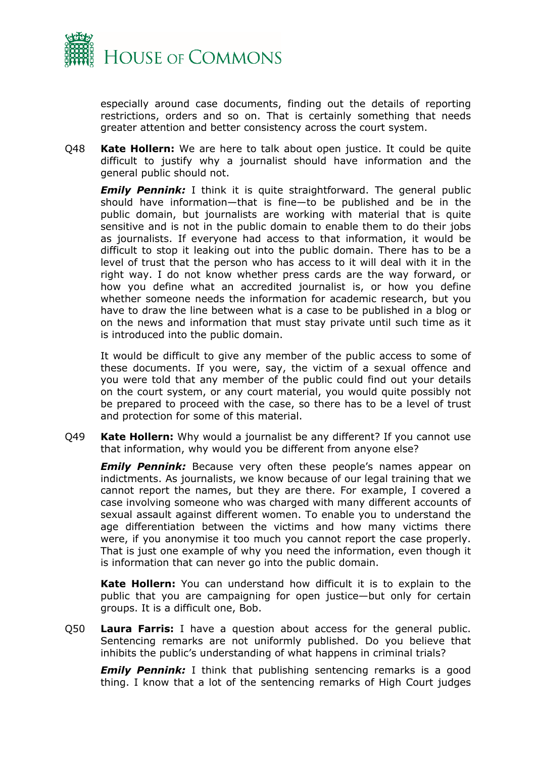especially around case documents, finding out the details of reporting restrictions, orders and so on. That is certainly something that needs greater attention and better consistency across the court system.

Q48 **Kate Hollern:** We are here to talk about open justice. It could be quite difficult to justify why a journalist should have information and the general public should not.

***Emily Pennink:*** I think it is quite straightforward. The general public should have information—that is fine—to be published and be in the public domain, but journalists are working with material that is quite sensitive and is not in the public domain to enable them to do their jobs as journalists. If everyone had access to that information, it would be difficult to stop it leaking out into the public domain. There has to be a level of trust that the person who has access to it will deal with it in the right way. I do not know whether press cards are the way forward, or how you define what an accredited journalist is, or how you define whether someone needs the information for academic research, but you have to draw the line between what is a case to be published in a blog or on the news and information that must stay private until such time as it is introduced into the public domain.

It would be difficult to give any member of the public access to some of these documents. If you were, say, the victim of a sexual offence and you were told that any member of the public could find out your details on the court system, or any court material, you would quite possibly not be prepared to proceed with the case, so there has to be a level of trust and protection for some of this material.

Q49 **Kate Hollern:** Why would a journalist be any different? If you cannot use that information, why would you be different from anyone else?

***Emily Pennink:*** Because very often these people's names appear on indictments. As journalists, we know because of our legal training that we cannot report the names, but they are there. For example, I covered a case involving someone who was charged with many different accounts of sexual assault against different women. To enable you to understand the age differentiation between the victims and how many victims there were, if you anonymise it too much you cannot report the case properly. That is just one example of why you need the information, even though it is information that can never go into the public domain.

**Kate Hollern:** You can understand how difficult it is to explain to the public that you are campaigning for open justice—but only for certain groups. It is a difficult one, Bob.

Q50 **Laura Farris:** I have a question about access for the general public. Sentencing remarks are not uniformly published. Do you believe that inhibits the public's understanding of what happens in criminal trials?

***Emily Pennink:*** I think that publishing sentencing remarks is a good thing. I know that a lot of the sentencing remarks of High Court judges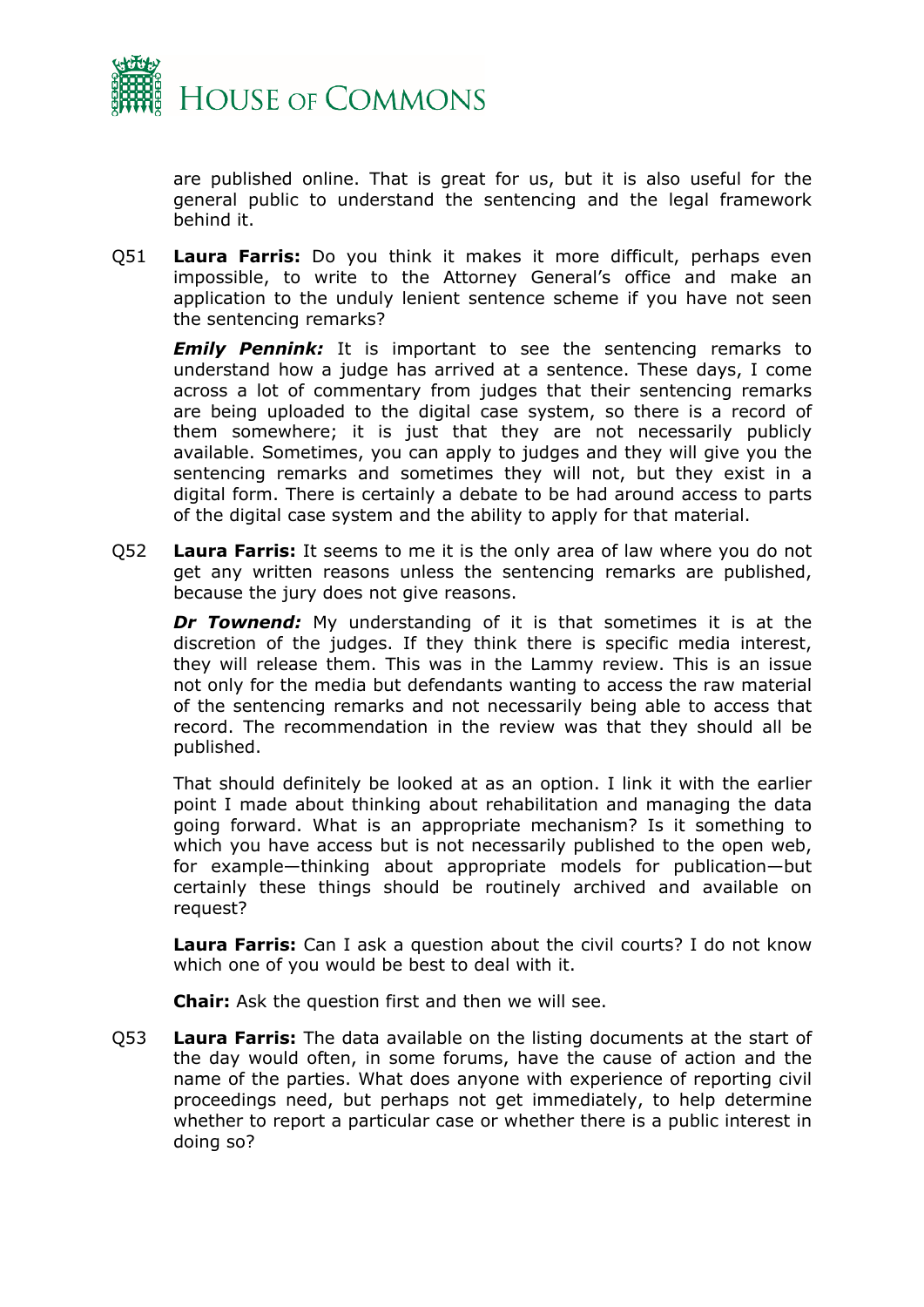are published online. That is great for us, but it is also useful for the general public to understand the sentencing and the legal framework behind it.

Q51 **Laura Farris:** Do you think it makes it more difficult, perhaps even impossible, to write to the Attorney General's office and make an application to the unduly lenient sentence scheme if you have not seen the sentencing remarks?

***Emily Pennink:*** It is important to see the sentencing remarks to understand how a judge has arrived at a sentence. These days, I come across a lot of commentary from judges that their sentencing remarks are being uploaded to the digital case system, so there is a record of them somewhere; it is just that they are not necessarily publicly available. Sometimes, you can apply to judges and they will give you the sentencing remarks and sometimes they will not, but they exist in a digital form. There is certainly a debate to be had around access to parts of the digital case system and the ability to apply for that material.

Q52 **Laura Farris:** It seems to me it is the only area of law where you do not get any written reasons unless the sentencing remarks are published, because the jury does not give reasons.

***Dr Townend:*** My understanding of it is that sometimes it is at the discretion of the judges. If they think there is specific media interest, they will release them. This was in the Lammy review. This is an issue not only for the media but defendants wanting to access the raw material of the sentencing remarks and not necessarily being able to access that record. The recommendation in the review was that they should all be published.

That should definitely be looked at as an option. I link it with the earlier point I made about thinking about rehabilitation and managing the data going forward. What is an appropriate mechanism? Is it something to which you have access but is not necessarily published to the open web, for example—thinking about appropriate models for publication—but certainly these things should be routinely archived and available on request?

**Laura Farris:** Can I ask a question about the civil courts? I do not know which one of you would be best to deal with it.

**Chair:** Ask the question first and then we will see.

Q53 **Laura Farris:** The data available on the listing documents at the start of the day would often, in some forums, have the cause of action and the name of the parties. What does anyone with experience of reporting civil proceedings need, but perhaps not get immediately, to help determine whether to report a particular case or whether there is a public interest in doing so?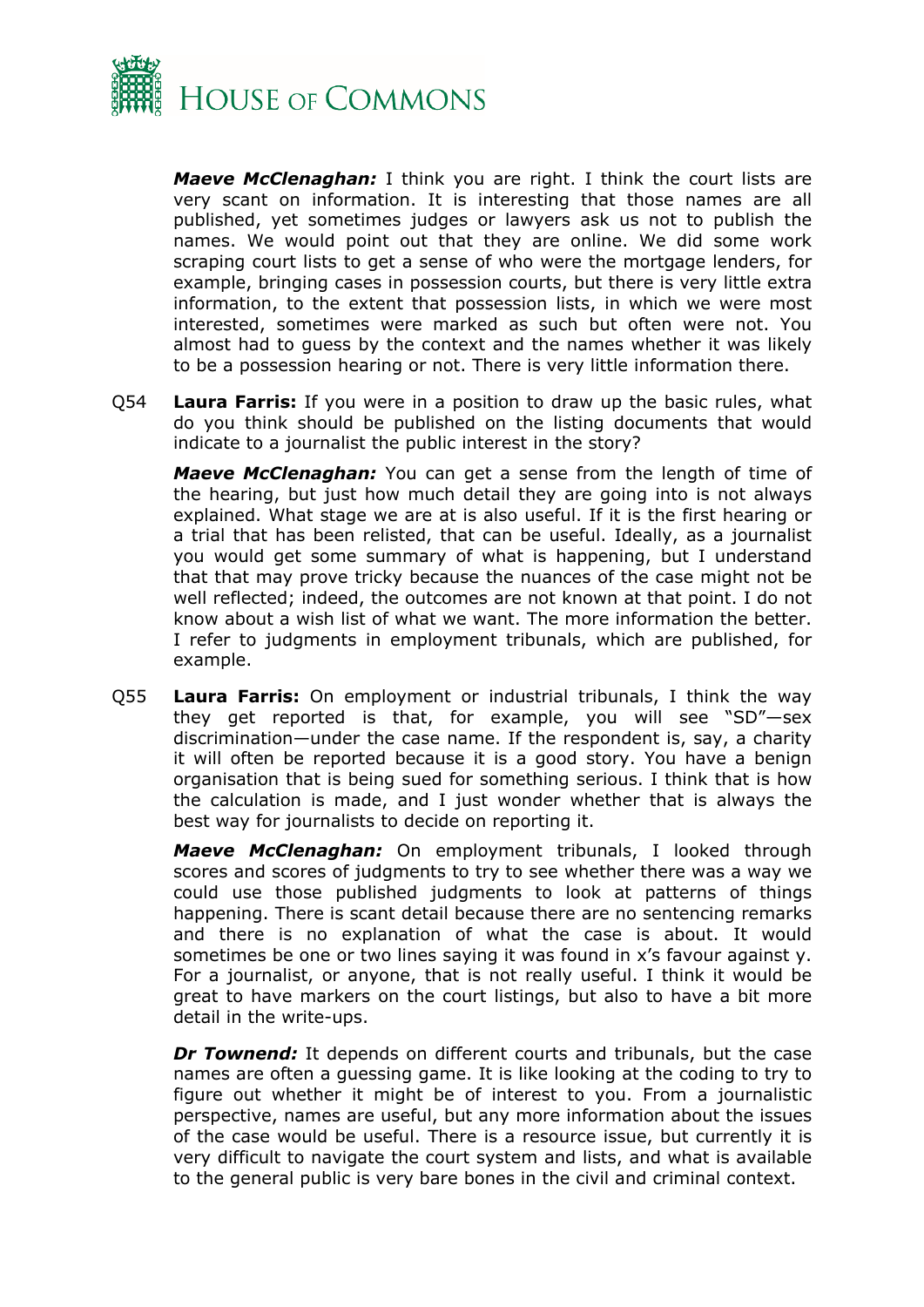***Maeve McClenaghan:*** I think you are right. I think the court lists are very scant on information. It is interesting that those names are all published, yet sometimes judges or lawyers ask us not to publish the names. We would point out that they are online. We did some work scraping court lists to get a sense of who were the mortgage lenders, for example, bringing cases in possession courts, but there is very little extra information, to the extent that possession lists, in which we were most interested, sometimes were marked as such but often were not. You almost had to guess by the context and the names whether it was likely to be a possession hearing or not. There is very little information there.

Q54 **Laura Farris:** If you were in a position to draw up the basic rules, what do you think should be published on the listing documents that would indicate to a journalist the public interest in the story?

***Maeve McClenaghan:*** You can get a sense from the length of time of the hearing, but just how much detail they are going into is not always explained. What stage we are at is also useful. If it is the first hearing or a trial that has been relisted, that can be useful. Ideally, as a journalist you would get some summary of what is happening, but I understand that that may prove tricky because the nuances of the case might not be well reflected; indeed, the outcomes are not known at that point. I do not know about a wish list of what we want. The more information the better. I refer to judgments in employment tribunals, which are published, for example.

Q55 **Laura Farris:** On employment or industrial tribunals, I think the way they get reported is that, for example, you will see "SD"—sex discrimination—under the case name. If the respondent is, say, a charity it will often be reported because it is a good story. You have a benign organisation that is being sued for something serious. I think that is how the calculation is made, and I just wonder whether that is always the best way for journalists to decide on reporting it.

***Maeve McClenaghan:*** On employment tribunals, I looked through scores and scores of judgments to try to see whether there was a way we could use those published judgments to look at patterns of things happening. There is scant detail because there are no sentencing remarks and there is no explanation of what the case is about. It would sometimes be one or two lines saying it was found in x's favour against y. For a journalist, or anyone, that is not really useful. I think it would be great to have markers on the court listings, but also to have a bit more detail in the write-ups.

***Dr Townend:*** It depends on different courts and tribunals, but the case names are often a guessing game. It is like looking at the coding to try to figure out whether it might be of interest to you. From a journalistic perspective, names are useful, but any more information about the issues of the case would be useful. There is a resource issue, but currently it is very difficult to navigate the court system and lists, and what is available to the general public is very bare bones in the civil and criminal context.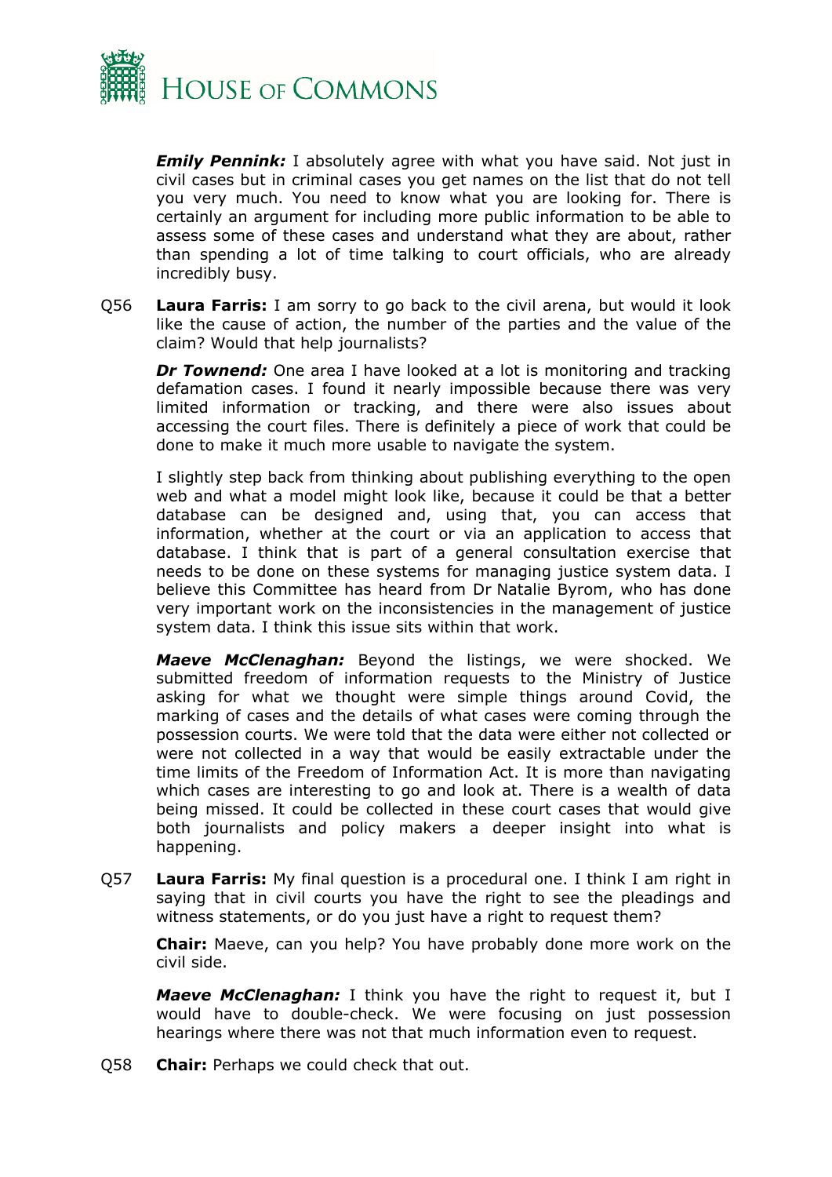***Emily Pennink:*** I absolutely agree with what you have said. Not just in civil cases but in criminal cases you get names on the list that do not tell you very much. You need to know what you are looking for. There is certainly an argument for including more public information to be able to assess some of these cases and understand what they are about, rather than spending a lot of time talking to court officials, who are already incredibly busy.

Q56 **Laura Farris:** I am sorry to go back to the civil arena, but would it look like the cause of action, the number of the parties and the value of the claim? Would that help journalists?

***Dr Townend:*** One area I have looked at a lot is monitoring and tracking defamation cases. I found it nearly impossible because there was very limited information or tracking, and there were also issues about accessing the court files. There is definitely a piece of work that could be done to make it much more usable to navigate the system.

I slightly step back from thinking about publishing everything to the open web and what a model might look like, because it could be that a better database can be designed and, using that, you can access that information, whether at the court or via an application to access that database. I think that is part of a general consultation exercise that needs to be done on these systems for managing justice system data. I believe this Committee has heard from Dr Natalie Byrom, who has done very important work on the inconsistencies in the management of justice system data. I think this issue sits within that work.

***Maeve McClenaghan:*** Beyond the listings, we were shocked. We submitted freedom of information requests to the Ministry of Justice asking for what we thought were simple things around Covid, the marking of cases and the details of what cases were coming through the possession courts. We were told that the data were either not collected or were not collected in a way that would be easily extractable under the time limits of the Freedom of Information Act. It is more than navigating which cases are interesting to go and look at. There is a wealth of data being missed. It could be collected in these court cases that would give both journalists and policy makers a deeper insight into what is happening.

Q57 **Laura Farris:** My final question is a procedural one. I think I am right in saying that in civil courts you have the right to see the pleadings and witness statements, or do you just have a right to request them?

**Chair:** Maeve, can you help? You have probably done more work on the civil side.

***Maeve McClenaghan:*** I think you have the right to request it, but I would have to double-check. We were focusing on just possession hearings where there was not that much information even to request.

Q58 **Chair:** Perhaps we could check that out.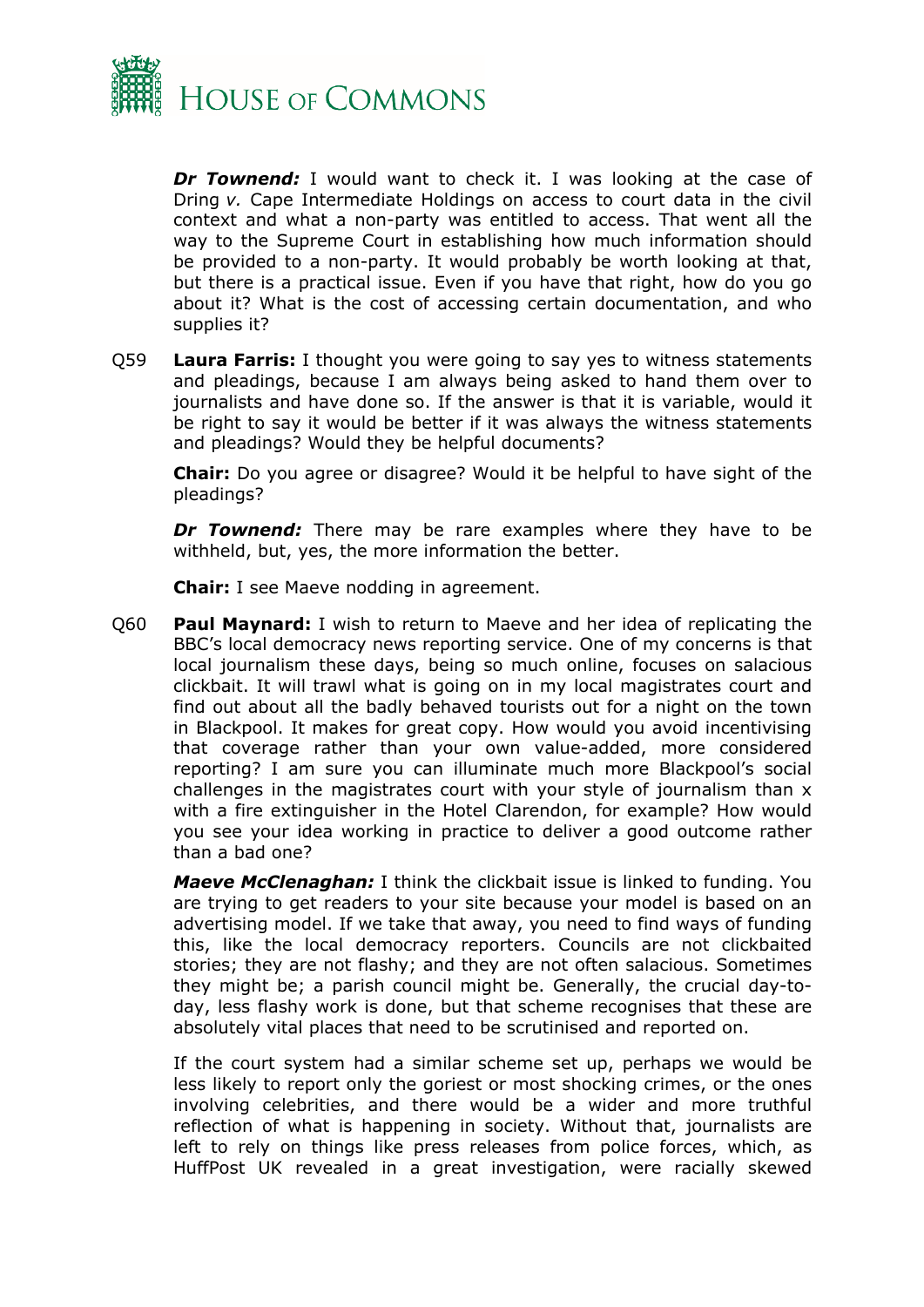***Dr Townend:*** I would want to check it. I was looking at the case of Dring *v.* Cape Intermediate Holdings on access to court data in the civil context and what a non-party was entitled to access. That went all the way to the Supreme Court in establishing how much information should be provided to a non-party. It would probably be worth looking at that, but there is a practical issue. Even if you have that right, how do you go about it? What is the cost of accessing certain documentation, and who supplies it?

Q59 **Laura Farris:** I thought you were going to say yes to witness statements and pleadings, because I am always being asked to hand them over to journalists and have done so. If the answer is that it is variable, would it be right to say it would be better if it was always the witness statements and pleadings? Would they be helpful documents?

**Chair:** Do you agree or disagree? Would it be helpful to have sight of the pleadings?

***Dr Townend:*** There may be rare examples where they have to be withheld, but, yes, the more information the better.

**Chair:** I see Maeve nodding in agreement.

Q60 **Paul Maynard:** I wish to return to Maeve and her idea of replicating the BBC's local democracy news reporting service. One of my concerns is that local journalism these days, being so much online, focuses on salacious clickbait. It will trawl what is going on in my local magistrates court and find out about all the badly behaved tourists out for a night on the town in Blackpool. It makes for great copy. How would you avoid incentivising that coverage rather than your own value-added, more considered reporting? I am sure you can illuminate much more Blackpool's social challenges in the magistrates court with your style of journalism than x with a fire extinguisher in the Hotel Clarendon, for example? How would you see your idea working in practice to deliver a good outcome rather than a bad one?

***Maeve McClenaghan:*** I think the clickbait issue is linked to funding. You are trying to get readers to your site because your model is based on an advertising model. If we take that away, you need to find ways of funding this, like the local democracy reporters. Councils are not clickbaited stories; they are not flashy; and they are not often salacious. Sometimes they might be; a parish council might be. Generally, the crucial day-to-day, less flashy work is done, but that scheme recognises that these are absolutely vital places that need to be scrutinised and reported on.

If the court system had a similar scheme set up, perhaps we would be less likely to report only the goriest or most shocking crimes, or the ones involving celebrities, and there would be a wider and more truthful reflection of what is happening in society. Without that, journalists are left to rely on things like press releases from police forces, which, as HuffPost UK revealed in a great investigation, were racially skewed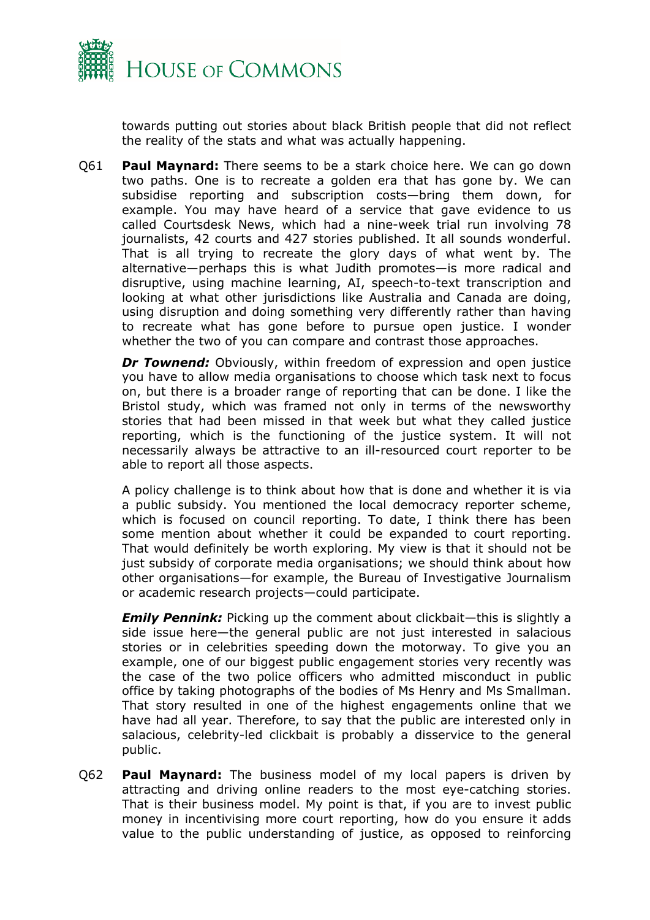towards putting out stories about black British people that did not reflect the reality of the stats and what was actually happening.

Q61 **Paul Maynard:** There seems to be a stark choice here. We can go down two paths. One is to recreate a golden era that has gone by. We can subsidise reporting and subscription costs—bring them down, for example. You may have heard of a service that gave evidence to us called Courtsdesk News, which had a nine-week trial run involving 78 journalists, 42 courts and 427 stories published. It all sounds wonderful. That is all trying to recreate the glory days of what went by. The alternative—perhaps this is what Judith promotes—is more radical and disruptive, using machine learning, AI, speech-to-text transcription and looking at what other jurisdictions like Australia and Canada are doing, using disruption and doing something very differently rather than having to recreate what has gone before to pursue open justice. I wonder whether the two of you can compare and contrast those approaches.

***Dr Townend:*** Obviously, within freedom of expression and open justice you have to allow media organisations to choose which task next to focus on, but there is a broader range of reporting that can be done. I like the Bristol study, which was framed not only in terms of the newsworthy stories that had been missed in that week but what they called justice reporting, which is the functioning of the justice system. It will not necessarily always be attractive to an ill-resourced court reporter to be able to report all those aspects.

A policy challenge is to think about how that is done and whether it is via a public subsidy. You mentioned the local democracy reporter scheme, which is focused on council reporting. To date, I think there has been some mention about whether it could be expanded to court reporting. That would definitely be worth exploring. My view is that it should not be just subsidy of corporate media organisations; we should think about how other organisations—for example, the Bureau of Investigative Journalism or academic research projects—could participate.

***Emily Pennink:*** Picking up the comment about clickbait—this is slightly a side issue here—the general public are not just interested in salacious stories or in celebrities speeding down the motorway. To give you an example, one of our biggest public engagement stories very recently was the case of the two police officers who admitted misconduct in public office by taking photographs of the bodies of Ms Henry and Ms Smallman. That story resulted in one of the highest engagements online that we have had all year. Therefore, to say that the public are interested only in salacious, celebrity-led clickbait is probably a disservice to the general public.

Q62 **Paul Maynard:** The business model of my local papers is driven by attracting and driving online readers to the most eye-catching stories. That is their business model. My point is that, if you are to invest public money in incentivising more court reporting, how do you ensure it adds value to the public understanding of justice, as opposed to reinforcing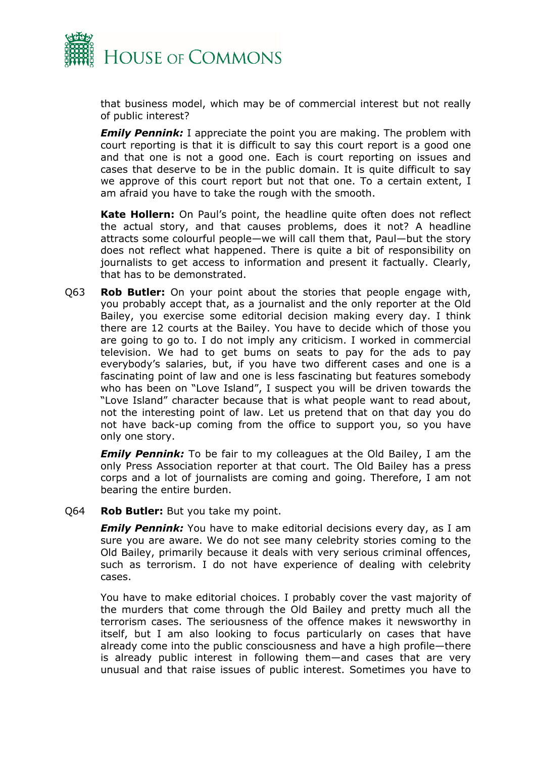that business model, which may be of commercial interest but not really of public interest?

***Emily Pennink:*** I appreciate the point you are making. The problem with court reporting is that it is difficult to say this court report is a good one and that one is not a good one. Each is court reporting on issues and cases that deserve to be in the public domain. It is quite difficult to say we approve of this court report but not that one. To a certain extent, I am afraid you have to take the rough with the smooth.

**Kate Hollern:** On Paul's point, the headline quite often does not reflect the actual story, and that causes problems, does it not? A headline attracts some colourful people—we will call them that, Paul—but the story does not reflect what happened. There is quite a bit of responsibility on journalists to get access to information and present it factually. Clearly, that has to be demonstrated.

Q63 **Rob Butler:** On your point about the stories that people engage with, you probably accept that, as a journalist and the only reporter at the Old Bailey, you exercise some editorial decision making every day. I think there are 12 courts at the Bailey. You have to decide which of those you are going to go to. I do not imply any criticism. I worked in commercial television. We had to get bums on seats to pay for the ads to pay everybody's salaries, but, if you have two different cases and one is a fascinating point of law and one is less fascinating but features somebody who has been on "Love Island", I suspect you will be driven towards the "Love Island" character because that is what people want to read about, not the interesting point of law. Let us pretend that on that day you do not have back-up coming from the office to support you, so you have only one story.

***Emily Pennink:*** To be fair to my colleagues at the Old Bailey, I am the only Press Association reporter at that court. The Old Bailey has a press corps and a lot of journalists are coming and going. Therefore, I am not bearing the entire burden.

Q64 **Rob Butler:** But you take my point.

***Emily Pennink:*** You have to make editorial decisions every day, as I am sure you are aware. We do not see many celebrity stories coming to the Old Bailey, primarily because it deals with very serious criminal offences, such as terrorism. I do not have experience of dealing with celebrity cases.

You have to make editorial choices. I probably cover the vast majority of the murders that come through the Old Bailey and pretty much all the terrorism cases. The seriousness of the offence makes it newsworthy in itself, but I am also looking to focus particularly on cases that have already come into the public consciousness and have a high profile—there is already public interest in following them—and cases that are very unusual and that raise issues of public interest. Sometimes you have to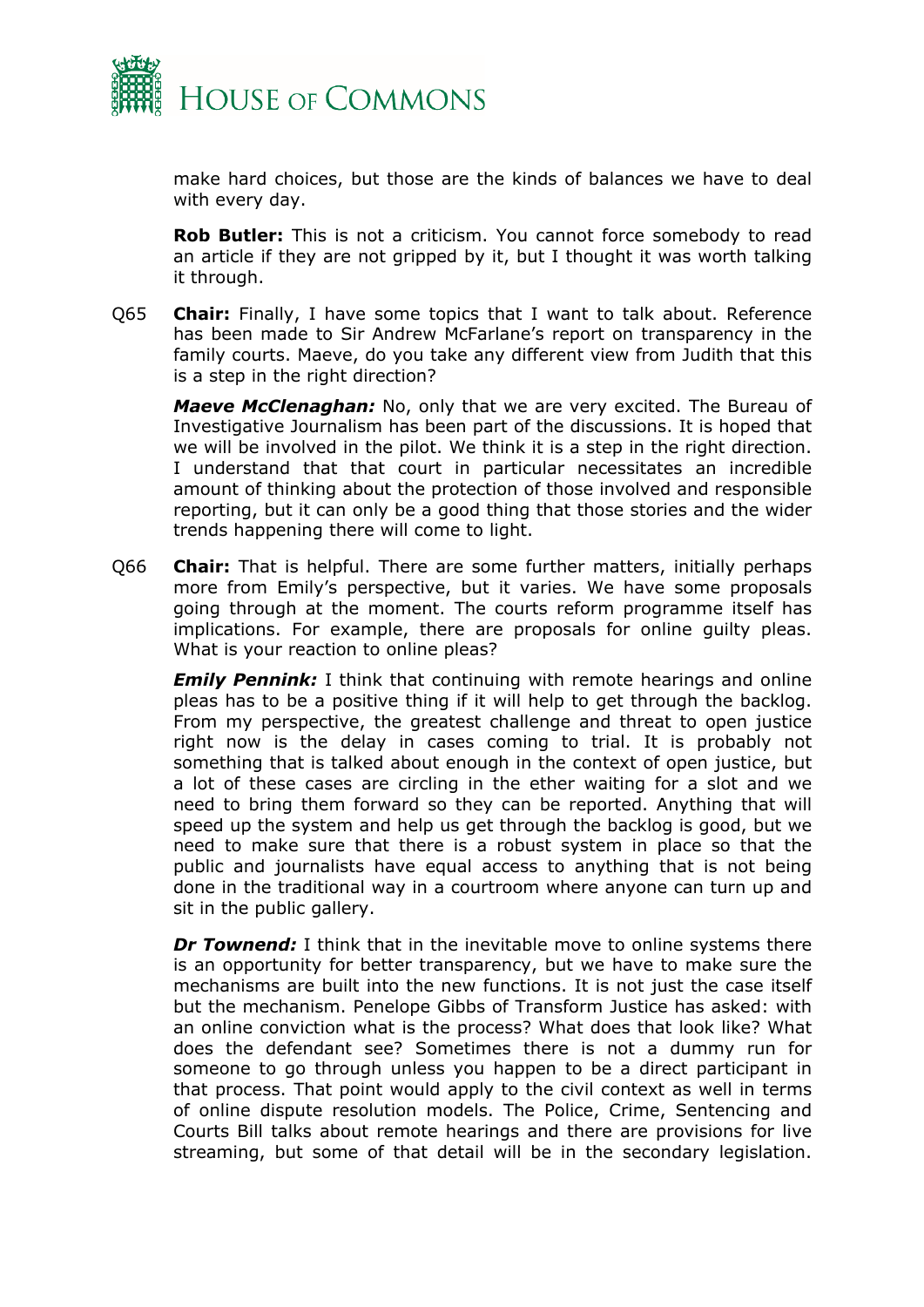make hard choices, but those are the kinds of balances we have to deal with every day.

**Rob Butler:** This is not a criticism. You cannot force somebody to read an article if they are not gripped by it, but I thought it was worth talking it through.

Q65 **Chair:** Finally, I have some topics that I want to talk about. Reference has been made to Sir Andrew McFarlane's report on transparency in the family courts. Maeve, do you take any different view from Judith that this is a step in the right direction?

***Maeve McClenaghan:*** No, only that we are very excited. The Bureau of Investigative Journalism has been part of the discussions. It is hoped that we will be involved in the pilot. We think it is a step in the right direction. I understand that that court in particular necessitates an incredible amount of thinking about the protection of those involved and responsible reporting, but it can only be a good thing that those stories and the wider trends happening there will come to light.

Q66 **Chair:** That is helpful. There are some further matters, initially perhaps more from Emily's perspective, but it varies. We have some proposals going through at the moment. The courts reform programme itself has implications. For example, there are proposals for online guilty pleas. What is your reaction to online pleas?

***Emily Pennink:*** I think that continuing with remote hearings and online pleas has to be a positive thing if it will help to get through the backlog. From my perspective, the greatest challenge and threat to open justice right now is the delay in cases coming to trial. It is probably not something that is talked about enough in the context of open justice, but a lot of these cases are circling in the ether waiting for a slot and we need to bring them forward so they can be reported. Anything that will speed up the system and help us get through the backlog is good, but we need to make sure that there is a robust system in place so that the public and journalists have equal access to anything that is not being done in the traditional way in a courtroom where anyone can turn up and sit in the public gallery.

***Dr Townend:*** I think that in the inevitable move to online systems there is an opportunity for better transparency, but we have to make sure the mechanisms are built into the new functions. It is not just the case itself but the mechanism. Penelope Gibbs of Transform Justice has asked: with an online conviction what is the process? What does that look like? What does the defendant see? Sometimes there is not a dummy run for someone to go through unless you happen to be a direct participant in that process. That point would apply to the civil context as well in terms of online dispute resolution models. The Police, Crime, Sentencing and Courts Bill talks about remote hearings and there are provisions for live streaming, but some of that detail will be in the secondary legislation.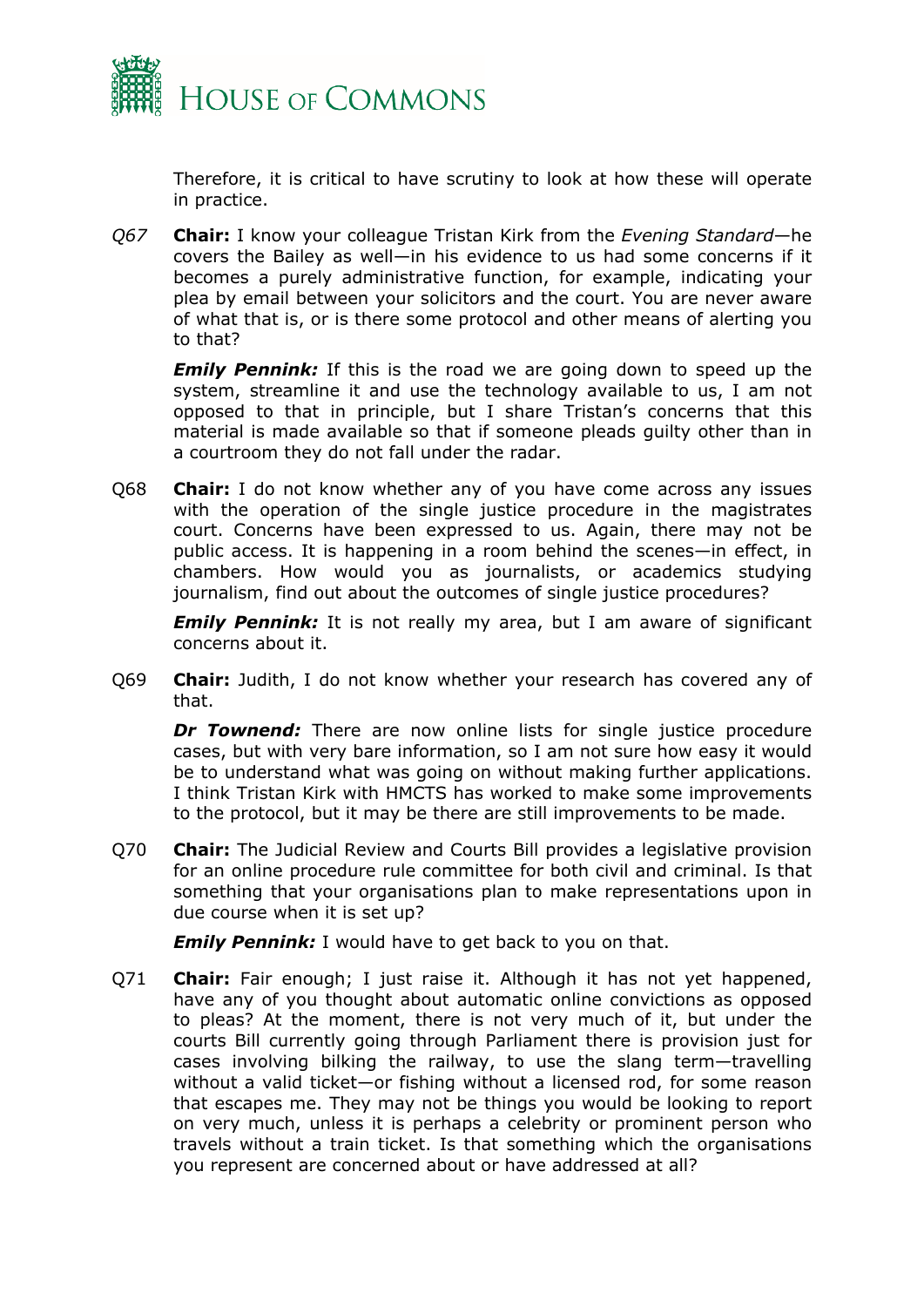Therefore, it is critical to have scrutiny to look at how these will operate in practice.

*Q67* **Chair:** I know your colleague Tristan Kirk from the *Evening Standard*—he covers the Bailey as well—in his evidence to us had some concerns if it becomes a purely administrative function, for example, indicating your plea by email between your solicitors and the court. You are never aware of what that is, or is there some protocol and other means of alerting you to that?

***Emily Pennink:*** If this is the road we are going down to speed up the system, streamline it and use the technology available to us, I am not opposed to that in principle, but I share Tristan's concerns that this material is made available so that if someone pleads guilty other than in a courtroom they do not fall under the radar.

Q68 **Chair:** I do not know whether any of you have come across any issues with the operation of the single justice procedure in the magistrates court. Concerns have been expressed to us. Again, there may not be public access. It is happening in a room behind the scenes—in effect, in chambers. How would you as journalists, or academics studying journalism, find out about the outcomes of single justice procedures?

***Emily Pennink:*** It is not really my area, but I am aware of significant concerns about it.

Q69 **Chair:** Judith, I do not know whether your research has covered any of that.

***Dr Townend:*** There are now online lists for single justice procedure cases, but with very bare information, so I am not sure how easy it would be to understand what was going on without making further applications. I think Tristan Kirk with HMCTS has worked to make some improvements to the protocol, but it may be there are still improvements to be made.

Q70 **Chair:** The Judicial Review and Courts Bill provides a legislative provision for an online procedure rule committee for both civil and criminal. Is that something that your organisations plan to make representations upon in due course when it is set up?

***Emily Pennink:*** I would have to get back to you on that.

Q71 **Chair:** Fair enough; I just raise it. Although it has not yet happened, have any of you thought about automatic online convictions as opposed to pleas? At the moment, there is not very much of it, but under the courts Bill currently going through Parliament there is provision just for cases involving bilking the railway, to use the slang term—travelling without a valid ticket—or fishing without a licensed rod, for some reason that escapes me. They may not be things you would be looking to report on very much, unless it is perhaps a celebrity or prominent person who travels without a train ticket. Is that something which the organisations you represent are concerned about or have addressed at all?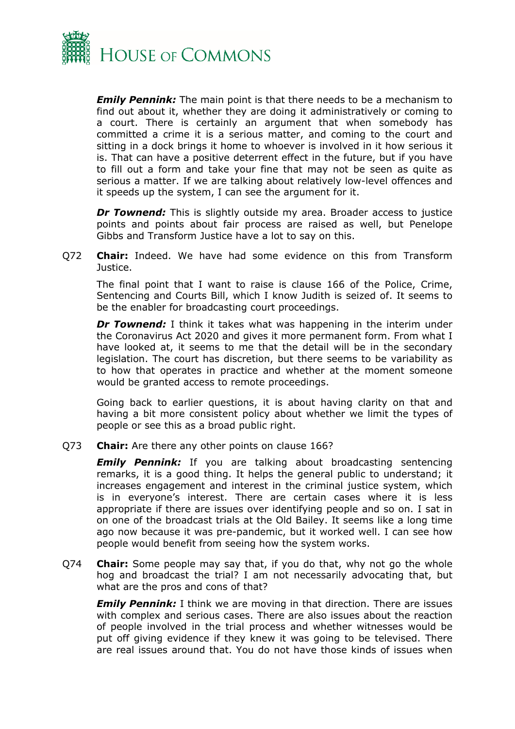***Emily Pennink:*** The main point is that there needs to be a mechanism to find out about it, whether they are doing it administratively or coming to a court. There is certainly an argument that when somebody has committed a crime it is a serious matter, and coming to the court and sitting in a dock brings it home to whoever is involved in it how serious it is. That can have a positive deterrent effect in the future, but if you have to fill out a form and take your fine that may not be seen as quite as serious a matter. If we are talking about relatively low-level offences and it speeds up the system, I can see the argument for it.

***Dr Townend:*** This is slightly outside my area. Broader access to justice points and points about fair process are raised as well, but Penelope Gibbs and Transform Justice have a lot to say on this.

Q72 **Chair:** Indeed. We have had some evidence on this from Transform Justice.

The final point that I want to raise is clause 166 of the Police, Crime, Sentencing and Courts Bill, which I know Judith is seized of. It seems to be the enabler for broadcasting court proceedings.

***Dr Townend:*** I think it takes what was happening in the interim under the Coronavirus Act 2020 and gives it more permanent form. From what I have looked at, it seems to me that the detail will be in the secondary legislation. The court has discretion, but there seems to be variability as to how that operates in practice and whether at the moment someone would be granted access to remote proceedings.

Going back to earlier questions, it is about having clarity on that and having a bit more consistent policy about whether we limit the types of people or see this as a broad public right.

Q73 **Chair:** Are there any other points on clause 166?

***Emily Pennink:*** If you are talking about broadcasting sentencing remarks, it is a good thing. It helps the general public to understand; it increases engagement and interest in the criminal justice system, which is in everyone's interest. There are certain cases where it is less appropriate if there are issues over identifying people and so on. I sat in on one of the broadcast trials at the Old Bailey. It seems like a long time ago now because it was pre-pandemic, but it worked well. I can see how people would benefit from seeing how the system works.

Q74 **Chair:** Some people may say that, if you do that, why not go the whole hog and broadcast the trial? I am not necessarily advocating that, but what are the pros and cons of that?

***Emily Pennink:*** I think we are moving in that direction. There are issues with complex and serious cases. There are also issues about the reaction of people involved in the trial process and whether witnesses would be put off giving evidence if they knew it was going to be televised. There are real issues around that. You do not have those kinds of issues when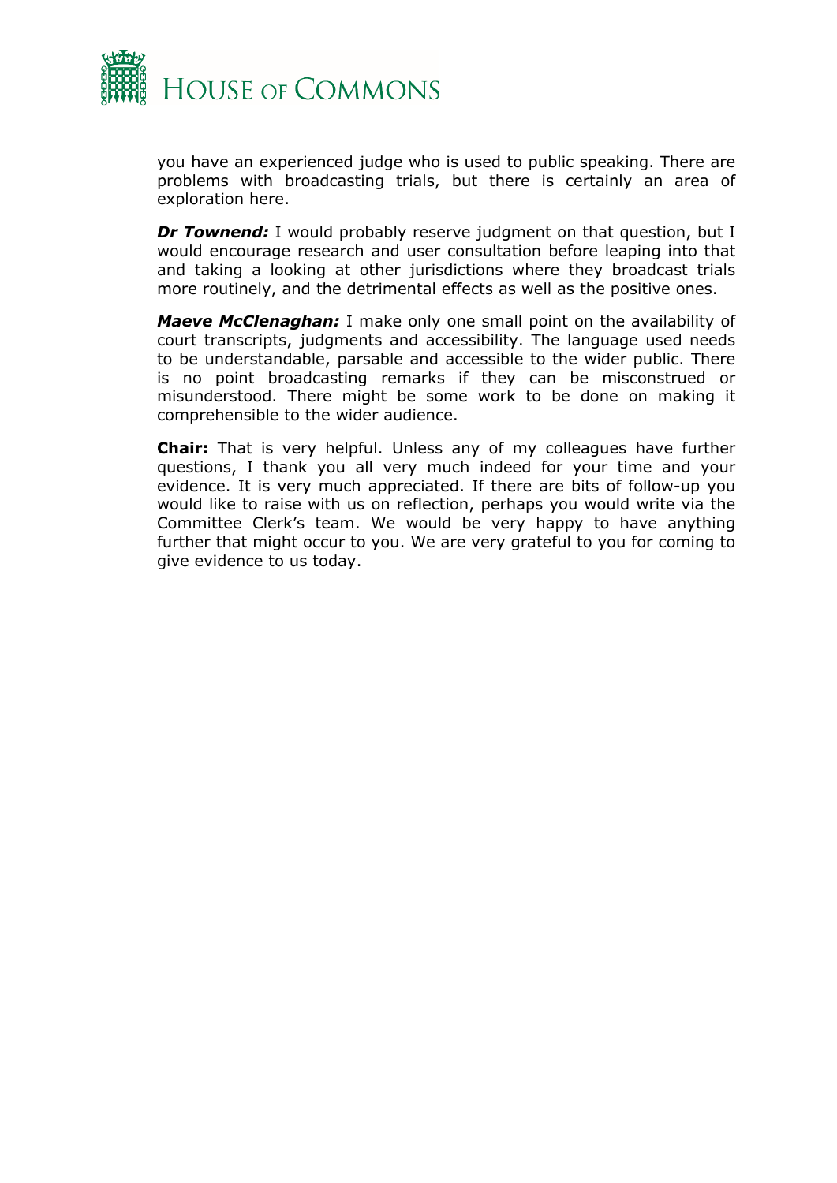you have an experienced judge who is used to public speaking. There are problems with broadcasting trials, but there is certainly an area of exploration here.

***Dr Townend:*** I would probably reserve judgment on that question, but I would encourage research and user consultation before leaping into that and taking a looking at other jurisdictions where they broadcast trials more routinely, and the detrimental effects as well as the positive ones.

***Maeve McClenaghan:*** I make only one small point on the availability of court transcripts, judgments and accessibility. The language used needs to be understandable, parsable and accessible to the wider public. There is no point broadcasting remarks if they can be misconstrued or misunderstood. There might be some work to be done on making it comprehensible to the wider audience.

**Chair:** That is very helpful. Unless any of my colleagues have further questions, I thank you all very much indeed for your time and your evidence. It is very much appreciated. If there are bits of follow-up you would like to raise with us on reflection, perhaps you would write via the Committee Clerk's team. We would be very happy to have anything further that might occur to you. We are very grateful to you for coming to give evidence to us today.